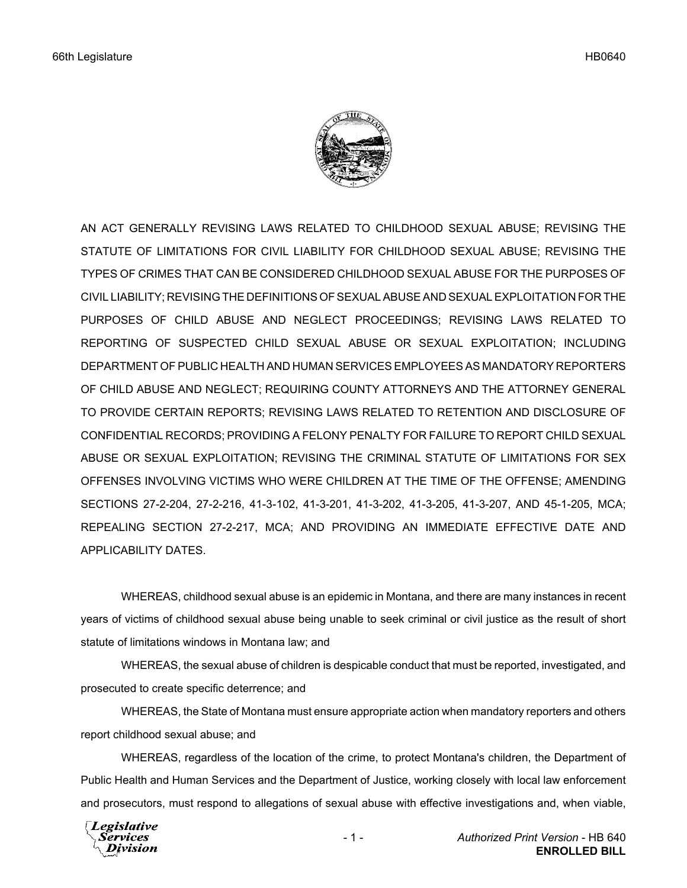AN ACT GENERALLY REVISING LAWS RELATED TO CHILDHOOD SEXUAL ABUSE; REVISING THE STATUTE OF LIMITATIONS FOR CIVIL LIABILITY FOR CHILDHOOD SEXUAL ABUSE; REVISING THE TYPES OF CRIMES THAT CAN BE CONSIDERED CHILDHOOD SEXUAL ABUSE FOR THE PURPOSES OF CIVIL LIABILITY; REVISING THE DEFINITIONS OF SEXUAL ABUSE AND SEXUAL EXPLOITATION FOR THE PURPOSES OF CHILD ABUSE AND NEGLECT PROCEEDINGS; REVISING LAWS RELATED TO REPORTING OF SUSPECTED CHILD SEXUAL ABUSE OR SEXUAL EXPLOITATION; INCLUDING DEPARTMENT OF PUBLIC HEALTH AND HUMAN SERVICES EMPLOYEES AS MANDATORY REPORTERS OF CHILD ABUSE AND NEGLECT; REQUIRING COUNTY ATTORNEYS AND THE ATTORNEY GENERAL TO PROVIDE CERTAIN REPORTS; REVISING LAWS RELATED TO RETENTION AND DISCLOSURE OF CONFIDENTIAL RECORDS; PROVIDING A FELONY PENALTY FOR FAILURE TO REPORT CHILD SEXUAL ABUSE OR SEXUAL EXPLOITATION; REVISING THE CRIMINAL STATUTE OF LIMITATIONS FOR SEX OFFENSES INVOLVING VICTIMS WHO WERE CHILDREN AT THE TIME OF THE OFFENSE; AMENDING SECTIONS 27-2-204, 27-2-216, 41-3-102, 41-3-201, 41-3-202, 41-3-205, 41-3-207, AND 45-1-205, MCA; REPEALING SECTION 27-2-217, MCA; AND PROVIDING AN IMMEDIATE EFFECTIVE DATE AND APPLICABILITY DATES.

WHEREAS, childhood sexual abuse is an epidemic in Montana, and there are many instances in recent years of victims of childhood sexual abuse being unable to seek criminal or civil justice as the result of short statute of limitations windows in Montana law; and

WHEREAS, the sexual abuse of children is despicable conduct that must be reported, investigated, and prosecuted to create specific deterrence; and

WHEREAS, the State of Montana must ensure appropriate action when mandatory reporters and others report childhood sexual abuse; and

WHEREAS, regardless of the location of the crime, to protect Montana's children, the Department of Public Health and Human Services and the Department of Justice, working closely with local law enforcement and prosecutors, must respond to allegations of sexual abuse with effective investigations and, when viable,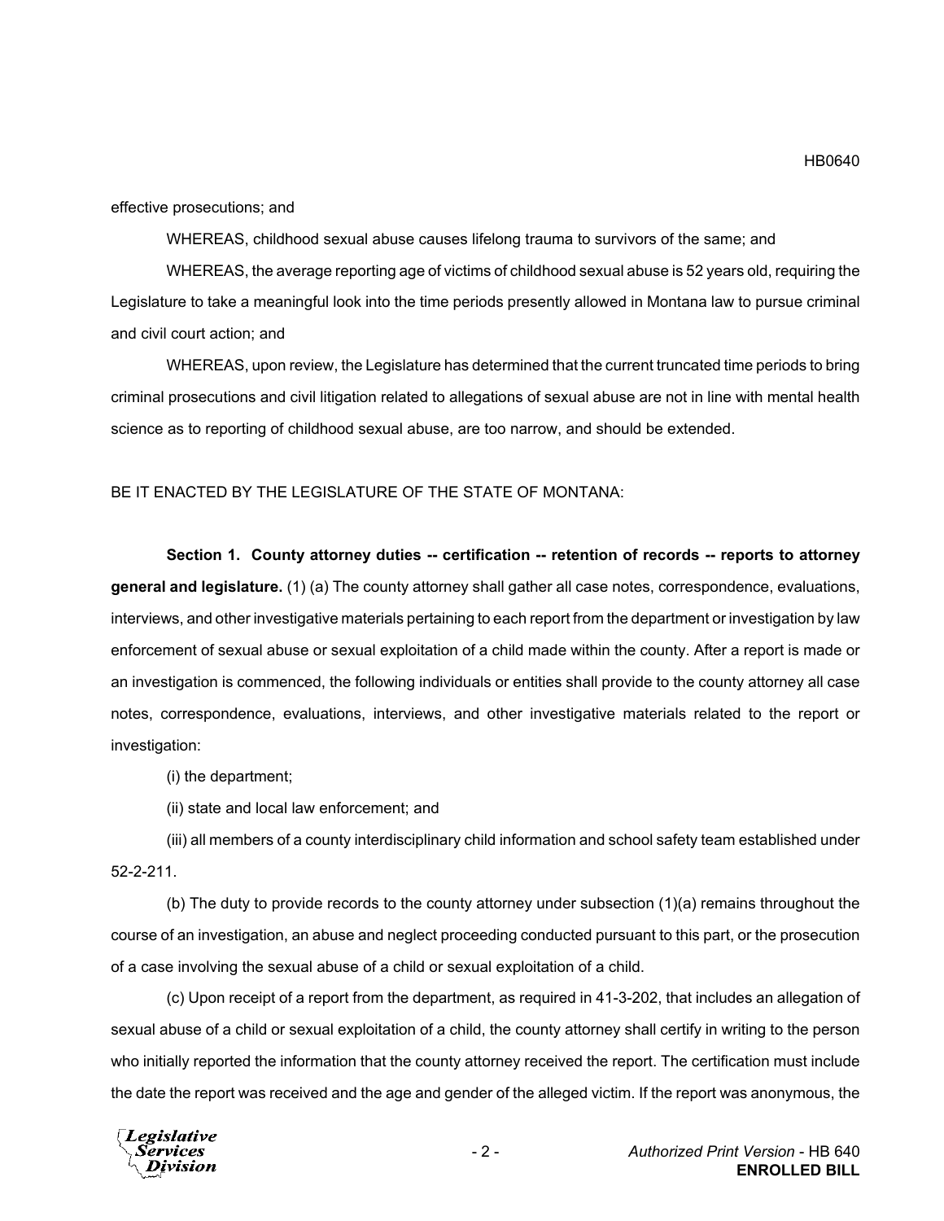effective prosecutions; and

WHEREAS, childhood sexual abuse causes lifelong trauma to survivors of the same; and

WHEREAS, the average reporting age of victims of childhood sexual abuse is 52 years old, requiring the Legislature to take a meaningful look into the time periods presently allowed in Montana law to pursue criminal and civil court action; and

WHEREAS, upon review, the Legislature has determined that the current truncated time periods to bring criminal prosecutions and civil litigation related to allegations of sexual abuse are not in line with mental health science as to reporting of childhood sexual abuse, are too narrow, and should be extended.

BE IT ENACTED BY THE LEGISLATURE OF THE STATE OF MONTANA:

**Section 1. County attorney duties -- certification -- retention of records -- reports to attorney general and legislature.** (1) (a) The county attorney shall gather all case notes, correspondence, evaluations, interviews, and other investigative materials pertaining to each report from the department or investigation by law enforcement of sexual abuse or sexual exploitation of a child made within the county. After a report is made or an investigation is commenced, the following individuals or entities shall provide to the county attorney all case notes, correspondence, evaluations, interviews, and other investigative materials related to the report or investigation:

(i) the department;

(ii) state and local law enforcement; and

(iii) all members of a county interdisciplinary child information and school safety team established under 52-2-211.

(b) The duty to provide records to the county attorney under subsection (1)(a) remains throughout the course of an investigation, an abuse and neglect proceeding conducted pursuant to this part, or the prosecution of a case involving the sexual abuse of a child or sexual exploitation of a child.

(c) Upon receipt of a report from the department, as required in 41-3-202, that includes an allegation of sexual abuse of a child or sexual exploitation of a child, the county attorney shall certify in writing to the person who initially reported the information that the county attorney received the report. The certification must include the date the report was received and the age and gender of the alleged victim. If the report was anonymous, the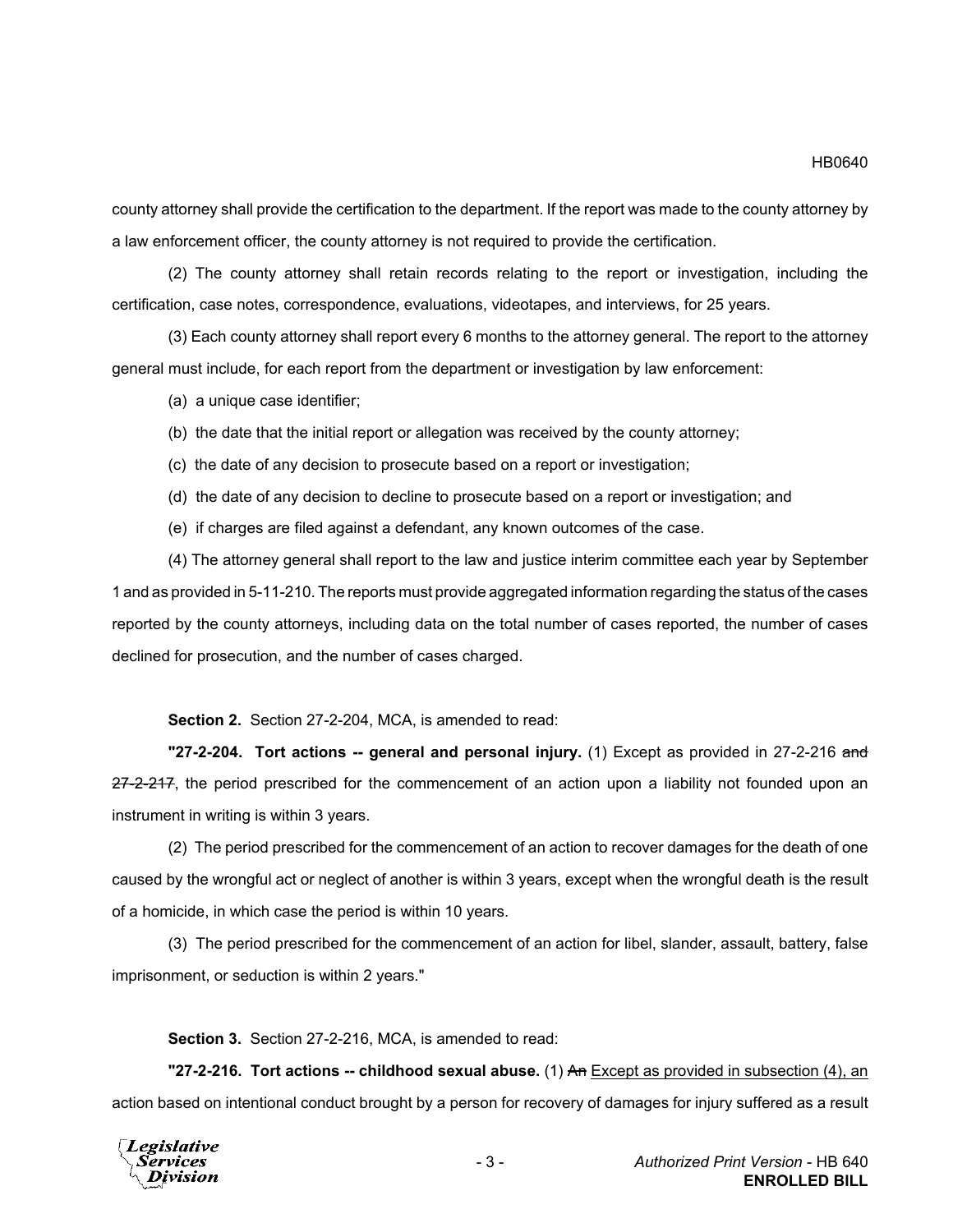county attorney shall provide the certification to the department. If the report was made to the county attorney by a law enforcement officer, the county attorney is not required to provide the certification.

(2) The county attorney shall retain records relating to the report or investigation, including the certification, case notes, correspondence, evaluations, videotapes, and interviews, for 25 years.

(3) Each county attorney shall report every 6 months to the attorney general. The report to the attorney general must include, for each report from the department or investigation by law enforcement:

(a) a unique case identifier;

(b) the date that the initial report or allegation was received by the county attorney;

(c) the date of any decision to prosecute based on a report or investigation;

(d) the date of any decision to decline to prosecute based on a report or investigation; and

(e) if charges are filed against a defendant, any known outcomes of the case.

(4) The attorney general shall report to the law and justice interim committee each year by September 1 and as provided in 5-11-210. The reports must provide aggregated information regarding the status of the cases reported by the county attorneys, including data on the total number of cases reported, the number of cases declined for prosecution, and the number of cases charged.

**Section 2.** Section 27-2-204, MCA, is amended to read:

**"27-2-204. Tort actions -- general and personal injury.** (1) Except as provided in 27-2-216 ~~and 27-2-217~~, the period prescribed for the commencement of an action upon a liability not founded upon an instrument in writing is within 3 years.

(2) The period prescribed for the commencement of an action to recover damages for the death of one caused by the wrongful act or neglect of another is within 3 years, except when the wrongful death is the result of a homicide, in which case the period is within 10 years.

(3) The period prescribed for the commencement of an action for libel, slander, assault, battery, false imprisonment, or seduction is within 2 years."

**Section 3.** Section 27-2-216, MCA, is amended to read:

**"27-2-216. Tort actions -- childhood sexual abuse.** (1) ~~An~~ <u>Except as provided in subsection (4), an</u> action based on intentional conduct brought by a person for recovery of damages for injury suffered as a result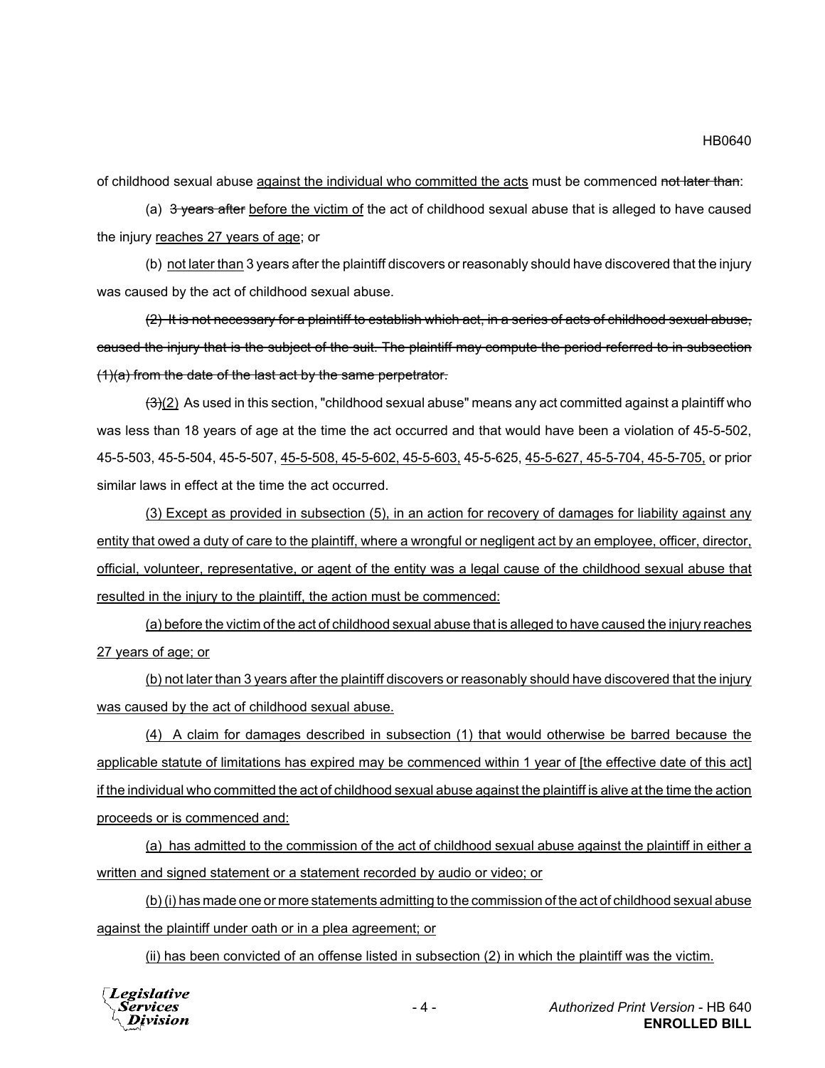of childhood sexual abuse <u>against the individual who committed the acts</u> must be commenced ~~not later than~~:

(a) ~~3 years after~~ <u>before the victim of</u> the act of childhood sexual abuse that is alleged to have caused the injury <u>reaches 27 years of age</u>; or

(b) <u>not later than</u> 3 years after the plaintiff discovers or reasonably should have discovered that the injury was caused by the act of childhood sexual abuse.

~~(2) It is not necessary for a plaintiff to establish which act, in a series of acts of childhood sexual abuse, caused the injury that is the subject of the suit. The plaintiff may compute the period referred to in subsection (1)(a) from the date of the last act by the same perpetrator.~~

~~(3)~~<u>(2)</u> As used in this section, "childhood sexual abuse" means any act committed against a plaintiff who was less than 18 years of age at the time the act occurred and that would have been a violation of 45-5-502, 45-5-503, 45-5-504, 45-5-507, <u>45-5-508, 45-5-602, 45-5-603,</u> 45-5-625, <u>45-5-627, 45-5-704, 45-5-705,</u> or prior similar laws in effect at the time the act occurred.

<u>(3) Except as provided in subsection (5), in an action for recovery of damages for liability against any entity that owed a duty of care to the plaintiff, where a wrongful or negligent act by an employee, officer, director, official, volunteer, representative, or agent of the entity was a legal cause of the childhood sexual abuse that resulted in the injury to the plaintiff, the action must be commenced:</u>

<u>(a) before the victim of the act of childhood sexual abuse that is alleged to have caused the injury reaches 27 years of age; or</u>

<u>(b) not later than 3 years after the plaintiff discovers or reasonably should have discovered that the injury was caused by the act of childhood sexual abuse.</u>

<u>(4) A claim for damages described in subsection (1) that would otherwise be barred because the applicable statute of limitations has expired may be commenced within 1 year of [the effective date of this act] if the individual who committed the act of childhood sexual abuse against the plaintiff is alive at the time the action proceeds or is commenced and:</u>

<u>(a) has admitted to the commission of the act of childhood sexual abuse against the plaintiff in either a written and signed statement or a statement recorded by audio or video; or</u>

<u>(b) (i) has made one or more statements admitting to the commission of the act of childhood sexual abuse against the plaintiff under oath or in a plea agreement; or</u>

<u>(ii) has been convicted of an offense listed in subsection (2) in which the plaintiff was the victim.</u>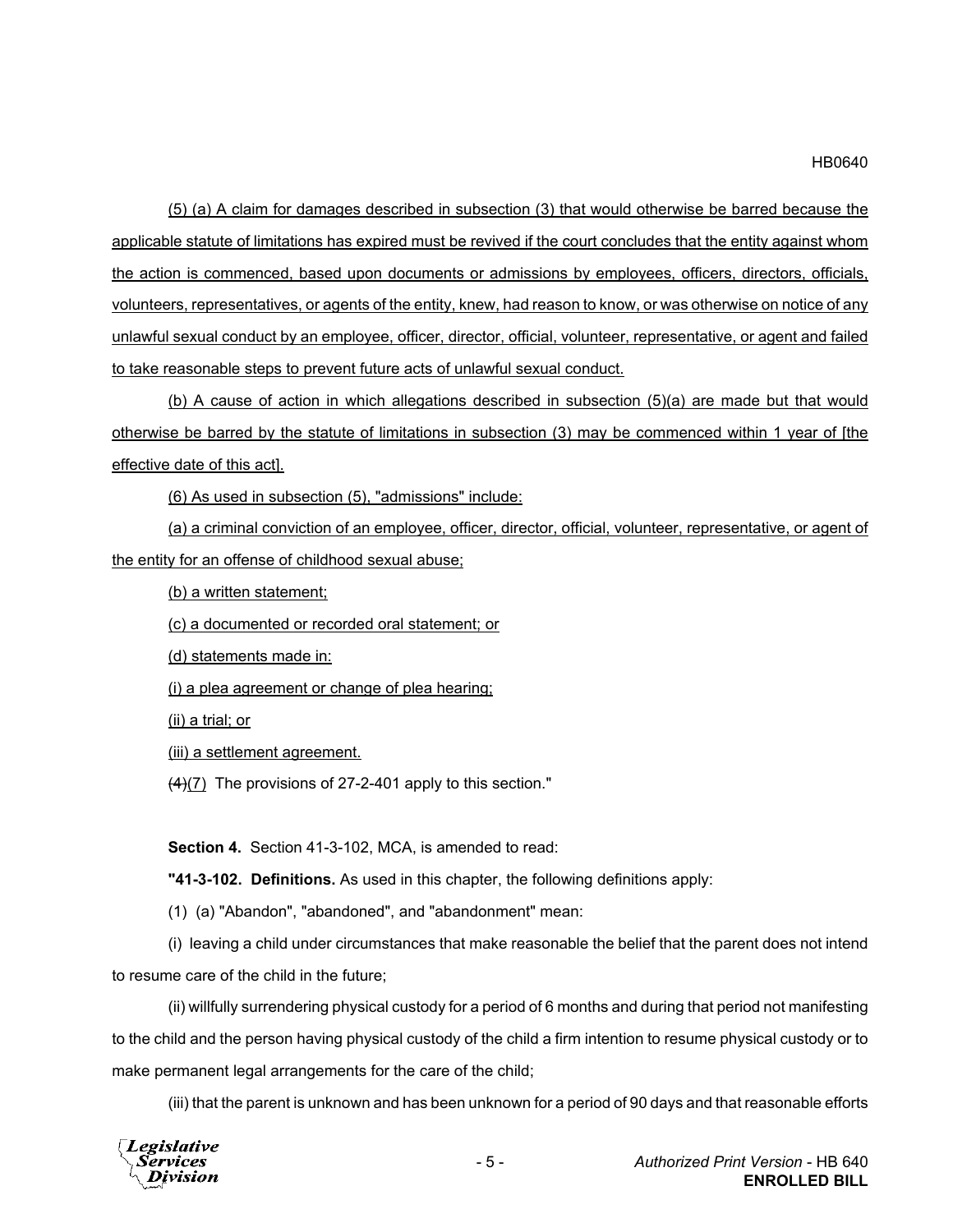(5) (a) A claim for damages described in subsection (3) that would otherwise be barred because the applicable statute of limitations has expired must be revived if the court concludes that the entity against whom the action is commenced, based upon documents or admissions by employees, officers, directors, officials, volunteers, representatives, or agents of the entity, knew, had reason to know, or was otherwise on notice of any unlawful sexual conduct by an employee, officer, director, official, volunteer, representative, or agent and failed to take reasonable steps to prevent future acts of unlawful sexual conduct.

(b) A cause of action in which allegations described in subsection (5)(a) are made but that would otherwise be barred by the statute of limitations in subsection (3) may be commenced within 1 year of [the effective date of this act].

(6) As used in subsection (5), "admissions" include:

(a) a criminal conviction of an employee, officer, director, official, volunteer, representative, or agent of the entity for an offense of childhood sexual abuse;

(b) a written statement;

(c) a documented or recorded oral statement; or

(d) statements made in:

(i) a plea agreement or change of plea hearing;

(ii) a trial; or

(iii) a settlement agreement.

~~(4)~~(7) The provisions of 27-2-401 apply to this section."

**Section 4.** Section 41-3-102, MCA, is amended to read:

**"41-3-102. Definitions.** As used in this chapter, the following definitions apply:

(1) (a) "Abandon", "abandoned", and "abandonment" mean:

(i) leaving a child under circumstances that make reasonable the belief that the parent does not intend to resume care of the child in the future;

(ii) willfully surrendering physical custody for a period of 6 months and during that period not manifesting to the child and the person having physical custody of the child a firm intention to resume physical custody or to make permanent legal arrangements for the care of the child;

(iii) that the parent is unknown and has been unknown for a period of 90 days and that reasonable efforts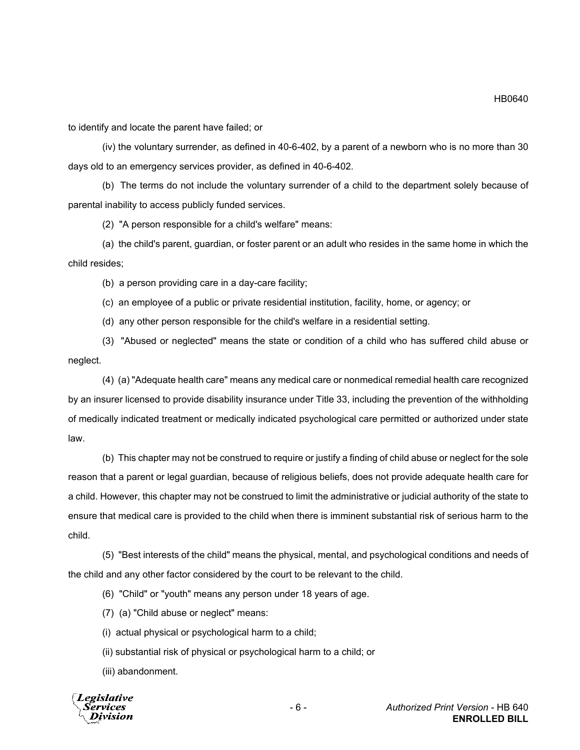to identify and locate the parent have failed; or

(iv) the voluntary surrender, as defined in 40-6-402, by a parent of a newborn who is no more than 30 days old to an emergency services provider, as defined in 40-6-402.

(b) The terms do not include the voluntary surrender of a child to the department solely because of parental inability to access publicly funded services.

(2) "A person responsible for a child's welfare" means:

(a) the child's parent, guardian, or foster parent or an adult who resides in the same home in which the child resides;

(b) a person providing care in a day-care facility;

(c) an employee of a public or private residential institution, facility, home, or agency; or

(d) any other person responsible for the child's welfare in a residential setting.

(3) "Abused or neglected" means the state or condition of a child who has suffered child abuse or neglect.

(4) (a) "Adequate health care" means any medical care or nonmedical remedial health care recognized by an insurer licensed to provide disability insurance under Title 33, including the prevention of the withholding of medically indicated treatment or medically indicated psychological care permitted or authorized under state law.

(b) This chapter may not be construed to require or justify a finding of child abuse or neglect for the sole reason that a parent or legal guardian, because of religious beliefs, does not provide adequate health care for a child. However, this chapter may not be construed to limit the administrative or judicial authority of the state to ensure that medical care is provided to the child when there is imminent substantial risk of serious harm to the child.

(5) "Best interests of the child" means the physical, mental, and psychological conditions and needs of the child and any other factor considered by the court to be relevant to the child.

(6) "Child" or "youth" means any person under 18 years of age.

(7) (a) "Child abuse or neglect" means:

(i) actual physical or psychological harm to a child;

(ii) substantial risk of physical or psychological harm to a child; or

(iii) abandonment.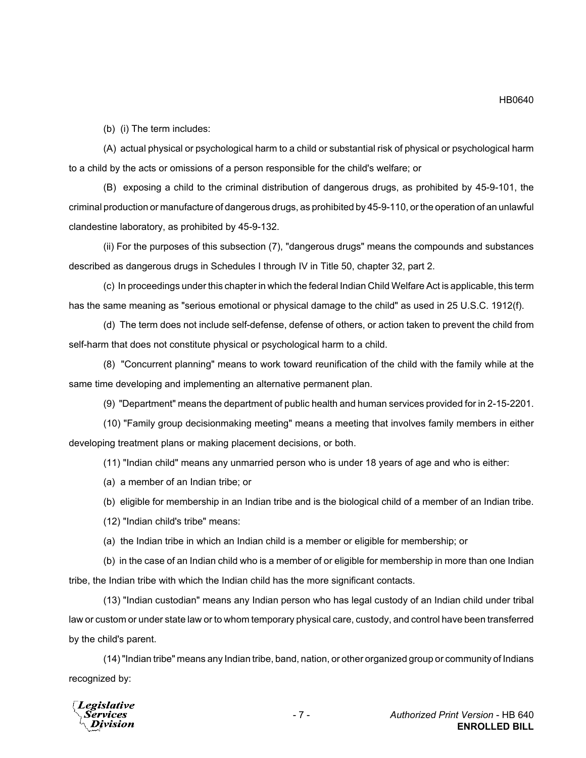(b) (i) The term includes:

(A) actual physical or psychological harm to a child or substantial risk of physical or psychological harm to a child by the acts or omissions of a person responsible for the child's welfare; or

(B) exposing a child to the criminal distribution of dangerous drugs, as prohibited by 45-9-101, the criminal production or manufacture of dangerous drugs, as prohibited by 45-9-110, or the operation of an unlawful clandestine laboratory, as prohibited by 45-9-132.

(ii) For the purposes of this subsection (7), "dangerous drugs" means the compounds and substances described as dangerous drugs in Schedules I through IV in Title 50, chapter 32, part 2.

(c) In proceedings under this chapter in which the federal Indian Child Welfare Act is applicable, this term has the same meaning as "serious emotional or physical damage to the child" as used in 25 U.S.C. 1912(f).

(d) The term does not include self-defense, defense of others, or action taken to prevent the child from self-harm that does not constitute physical or psychological harm to a child.

(8) "Concurrent planning" means to work toward reunification of the child with the family while at the same time developing and implementing an alternative permanent plan.

(9) "Department" means the department of public health and human services provided for in 2-15-2201.

(10) "Family group decisionmaking meeting" means a meeting that involves family members in either developing treatment plans or making placement decisions, or both.

(11) "Indian child" means any unmarried person who is under 18 years of age and who is either:

(a) a member of an Indian tribe; or

(b) eligible for membership in an Indian tribe and is the biological child of a member of an Indian tribe.

(12) "Indian child's tribe" means:

(a) the Indian tribe in which an Indian child is a member or eligible for membership; or

(b) in the case of an Indian child who is a member of or eligible for membership in more than one Indian tribe, the Indian tribe with which the Indian child has the more significant contacts.

(13) "Indian custodian" means any Indian person who has legal custody of an Indian child under tribal law or custom or under state law or to whom temporary physical care, custody, and control have been transferred by the child's parent.

(14) "Indian tribe" means any Indian tribe, band, nation, or other organized group or community of Indians recognized by: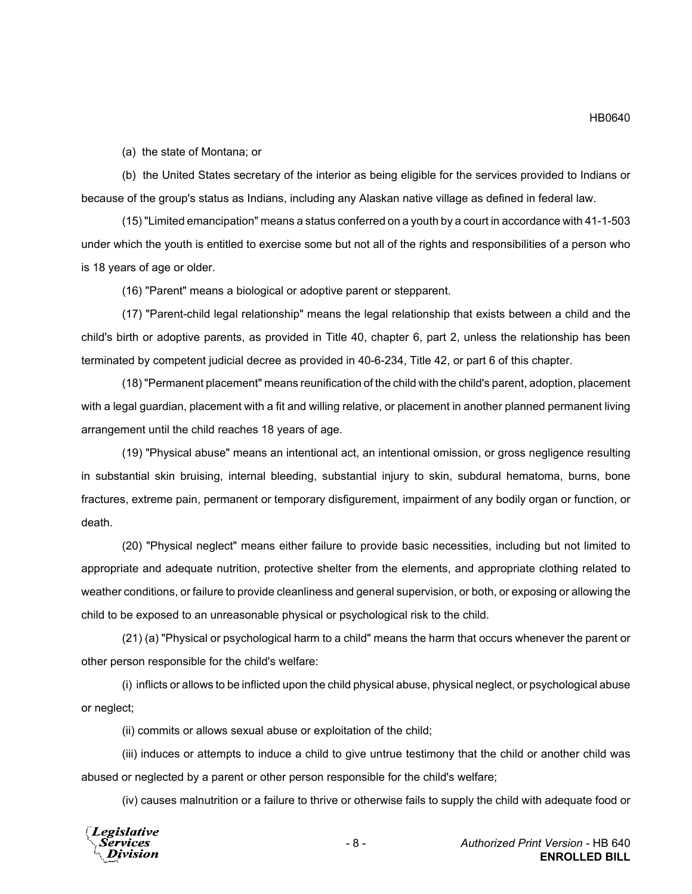(a) the state of Montana; or

(b) the United States secretary of the interior as being eligible for the services provided to Indians or because of the group's status as Indians, including any Alaskan native village as defined in federal law.

(15) "Limited emancipation" means a status conferred on a youth by a court in accordance with 41-1-503 under which the youth is entitled to exercise some but not all of the rights and responsibilities of a person who is 18 years of age or older.

(16) "Parent" means a biological or adoptive parent or stepparent.

(17) "Parent-child legal relationship" means the legal relationship that exists between a child and the child's birth or adoptive parents, as provided in Title 40, chapter 6, part 2, unless the relationship has been terminated by competent judicial decree as provided in 40-6-234, Title 42, or part 6 of this chapter.

(18) "Permanent placement" means reunification of the child with the child's parent, adoption, placement with a legal guardian, placement with a fit and willing relative, or placement in another planned permanent living arrangement until the child reaches 18 years of age.

(19) "Physical abuse" means an intentional act, an intentional omission, or gross negligence resulting in substantial skin bruising, internal bleeding, substantial injury to skin, subdural hematoma, burns, bone fractures, extreme pain, permanent or temporary disfigurement, impairment of any bodily organ or function, or death.

(20) "Physical neglect" means either failure to provide basic necessities, including but not limited to appropriate and adequate nutrition, protective shelter from the elements, and appropriate clothing related to weather conditions, or failure to provide cleanliness and general supervision, or both, or exposing or allowing the child to be exposed to an unreasonable physical or psychological risk to the child.

(21) (a) "Physical or psychological harm to a child" means the harm that occurs whenever the parent or other person responsible for the child's welfare:

(i) inflicts or allows to be inflicted upon the child physical abuse, physical neglect, or psychological abuse or neglect;

(ii) commits or allows sexual abuse or exploitation of the child;

(iii) induces or attempts to induce a child to give untrue testimony that the child or another child was abused or neglected by a parent or other person responsible for the child's welfare;

(iv) causes malnutrition or a failure to thrive or otherwise fails to supply the child with adequate food or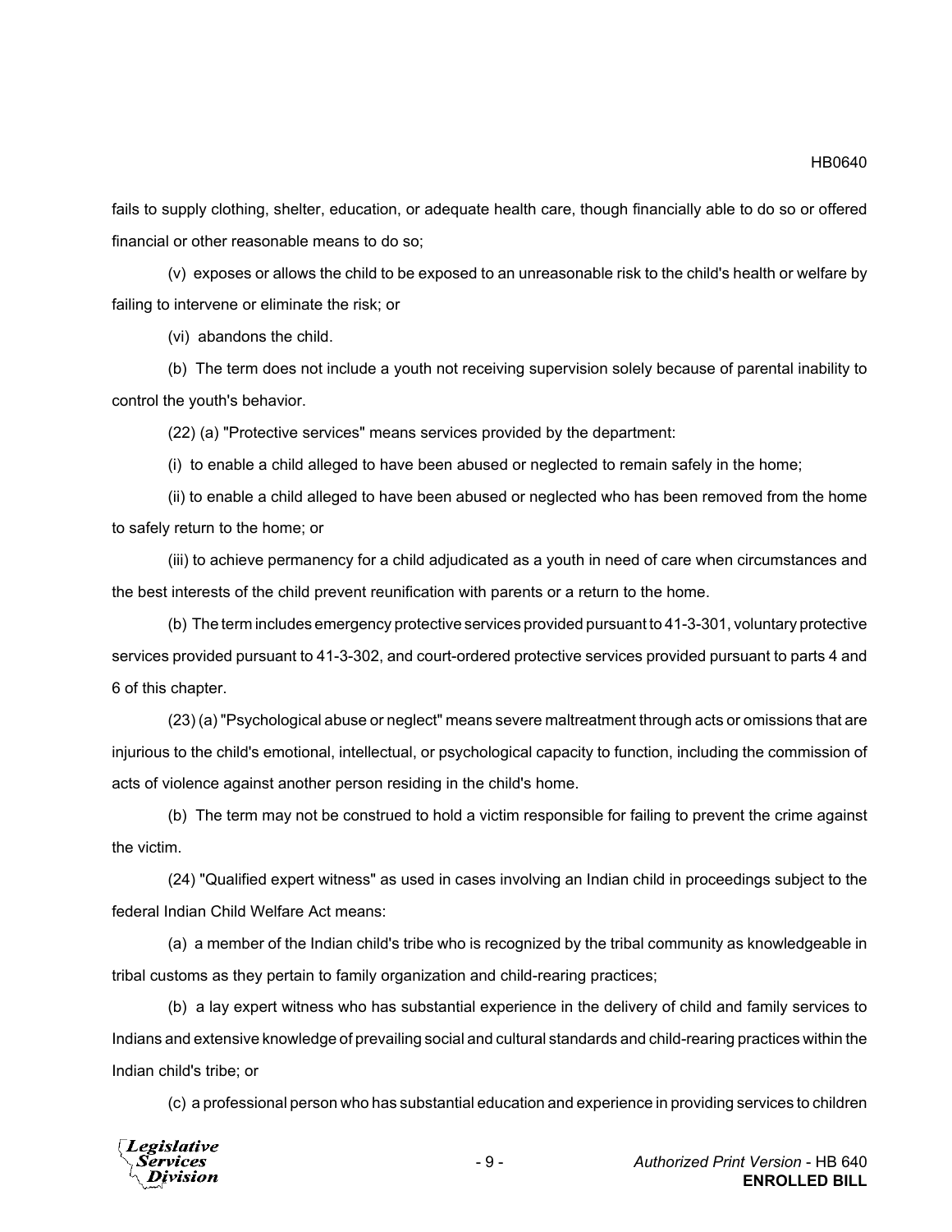fails to supply clothing, shelter, education, or adequate health care, though financially able to do so or offered financial or other reasonable means to do so;

(v) exposes or allows the child to be exposed to an unreasonable risk to the child's health or welfare by failing to intervene or eliminate the risk; or

(vi) abandons the child.

(b) The term does not include a youth not receiving supervision solely because of parental inability to control the youth's behavior.

(22) (a) "Protective services" means services provided by the department:

(i) to enable a child alleged to have been abused or neglected to remain safely in the home;

(ii) to enable a child alleged to have been abused or neglected who has been removed from the home to safely return to the home; or

(iii) to achieve permanency for a child adjudicated as a youth in need of care when circumstances and the best interests of the child prevent reunification with parents or a return to the home.

(b) The term includes emergency protective services provided pursuant to 41-3-301, voluntary protective services provided pursuant to 41-3-302, and court-ordered protective services provided pursuant to parts 4 and 6 of this chapter.

(23) (a) "Psychological abuse or neglect" means severe maltreatment through acts or omissions that are injurious to the child's emotional, intellectual, or psychological capacity to function, including the commission of acts of violence against another person residing in the child's home.

(b) The term may not be construed to hold a victim responsible for failing to prevent the crime against the victim.

(24) "Qualified expert witness" as used in cases involving an Indian child in proceedings subject to the federal Indian Child Welfare Act means:

(a) a member of the Indian child's tribe who is recognized by the tribal community as knowledgeable in tribal customs as they pertain to family organization and child-rearing practices;

(b) a lay expert witness who has substantial experience in the delivery of child and family services to Indians and extensive knowledge of prevailing social and cultural standards and child-rearing practices within the Indian child's tribe; or

(c) a professional person who has substantial education and experience in providing services to children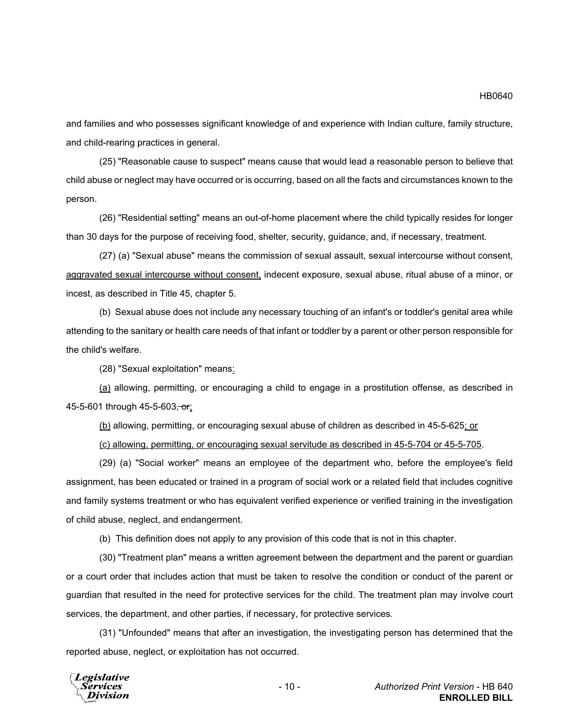and families and who possesses significant knowledge of and experience with Indian culture, family structure, and child-rearing practices in general.

(25) "Reasonable cause to suspect" means cause that would lead a reasonable person to believe that child abuse or neglect may have occurred or is occurring, based on all the facts and circumstances known to the person.

(26) "Residential setting" means an out-of-home placement where the child typically resides for longer than 30 days for the purpose of receiving food, shelter, security, guidance, and, if necessary, treatment.

(27) (a) "Sexual abuse" means the commission of sexual assault, sexual intercourse without consent, <u>aggravated sexual intercourse without consent,</u> indecent exposure, sexual abuse, ritual abuse of a minor, or incest, as described in Title 45, chapter 5.

(b) Sexual abuse does not include any necessary touching of an infant's or toddler's genital area while attending to the sanitary or health care needs of that infant or toddler by a parent or other person responsible for the child's welfare.

(28) "Sexual exploitation" means<u>:</u>

<u>(a)</u> allowing, permitting, or encouraging a child to engage in a prostitution offense, as described in 45-5-601 through 45-5-603~~, or~~<u>;</u>

<u>(b)</u> allowing, permitting, or encouraging sexual abuse of children as described in 45-5-625<u>; or</u>

<u>(c) allowing, permitting, or encouraging sexual servitude as described in 45-5-704 or 45-5-705</u>.

(29) (a) "Social worker" means an employee of the department who, before the employee's field assignment, has been educated or trained in a program of social work or a related field that includes cognitive and family systems treatment or who has equivalent verified experience or verified training in the investigation of child abuse, neglect, and endangerment.

(b) This definition does not apply to any provision of this code that is not in this chapter.

(30) "Treatment plan" means a written agreement between the department and the parent or guardian or a court order that includes action that must be taken to resolve the condition or conduct of the parent or guardian that resulted in the need for protective services for the child. The treatment plan may involve court services, the department, and other parties, if necessary, for protective services.

(31) "Unfounded" means that after an investigation, the investigating person has determined that the reported abuse, neglect, or exploitation has not occurred.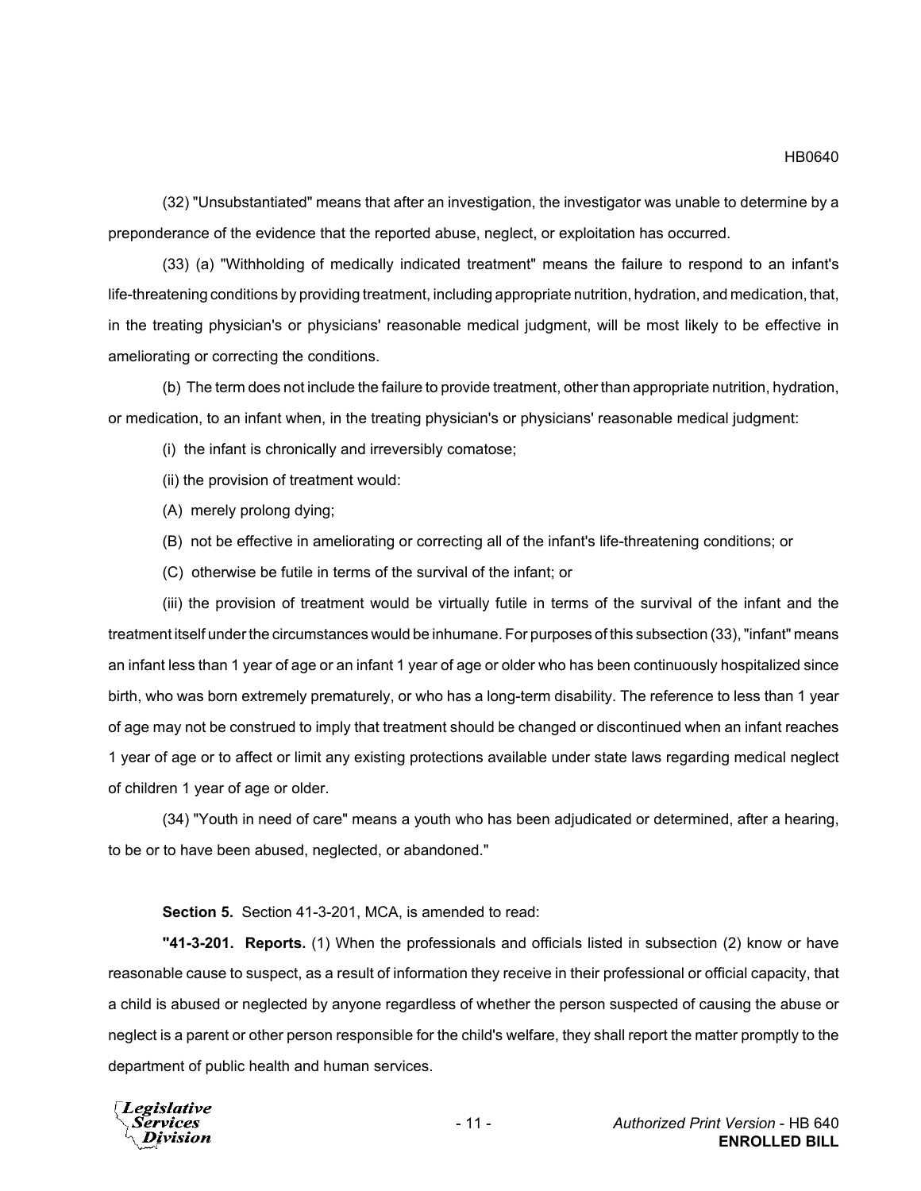(32) "Unsubstantiated" means that after an investigation, the investigator was unable to determine by a preponderance of the evidence that the reported abuse, neglect, or exploitation has occurred.

(33) (a) "Withholding of medically indicated treatment" means the failure to respond to an infant's life-threatening conditions by providing treatment, including appropriate nutrition, hydration, and medication, that, in the treating physician's or physicians' reasonable medical judgment, will be most likely to be effective in ameliorating or correcting the conditions.

(b) The term does not include the failure to provide treatment, other than appropriate nutrition, hydration, or medication, to an infant when, in the treating physician's or physicians' reasonable medical judgment:

(i) the infant is chronically and irreversibly comatose;

(ii) the provision of treatment would:

(A) merely prolong dying;

(B) not be effective in ameliorating or correcting all of the infant's life-threatening conditions; or

(C) otherwise be futile in terms of the survival of the infant; or

(iii) the provision of treatment would be virtually futile in terms of the survival of the infant and the treatment itself under the circumstances would be inhumane. For purposes of this subsection (33), "infant" means an infant less than 1 year of age or an infant 1 year of age or older who has been continuously hospitalized since birth, who was born extremely prematurely, or who has a long-term disability. The reference to less than 1 year of age may not be construed to imply that treatment should be changed or discontinued when an infant reaches 1 year of age or to affect or limit any existing protections available under state laws regarding medical neglect of children 1 year of age or older.

(34) "Youth in need of care" means a youth who has been adjudicated or determined, after a hearing, to be or to have been abused, neglected, or abandoned."

**Section 5.** Section 41-3-201, MCA, is amended to read:

**"41-3-201. Reports.** (1) When the professionals and officials listed in subsection (2) know or have reasonable cause to suspect, as a result of information they receive in their professional or official capacity, that a child is abused or neglected by anyone regardless of whether the person suspected of causing the abuse or neglect is a parent or other person responsible for the child's welfare, they shall report the matter promptly to the department of public health and human services.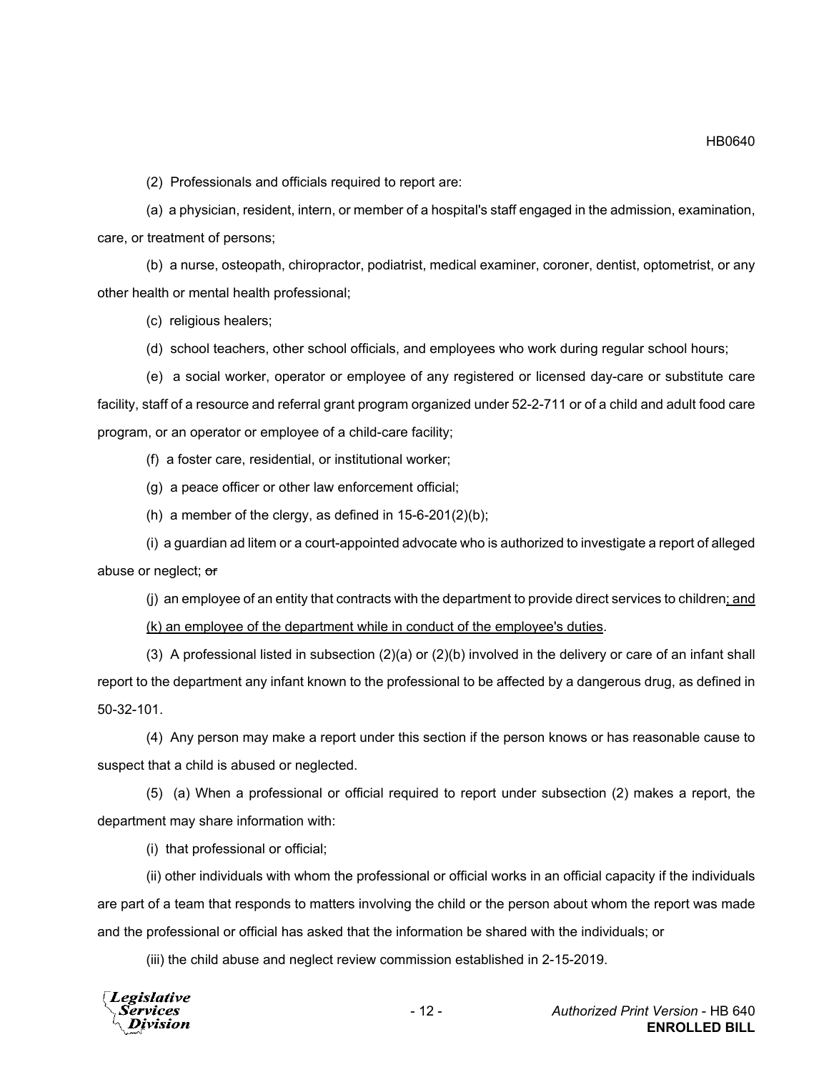(2) Professionals and officials required to report are:

(a) a physician, resident, intern, or member of a hospital's staff engaged in the admission, examination, care, or treatment of persons;

(b) a nurse, osteopath, chiropractor, podiatrist, medical examiner, coroner, dentist, optometrist, or any other health or mental health professional;

(c) religious healers;

(d) school teachers, other school officials, and employees who work during regular school hours;

(e) a social worker, operator or employee of any registered or licensed day-care or substitute care facility, staff of a resource and referral grant program organized under 52-2-711 or of a child and adult food care program, or an operator or employee of a child-care facility;

(f) a foster care, residential, or institutional worker;

(g) a peace officer or other law enforcement official;

(h) a member of the clergy, as defined in 15-6-201(2)(b);

(i) a guardian ad litem or a court-appointed advocate who is authorized to investigate a report of alleged abuse or neglect; ~~or~~

(j) an employee of an entity that contracts with the department to provide direct services to children<u>; and</u>

<u>(k) an employee of the department while in conduct of the employee's duties</u>.

(3) A professional listed in subsection (2)(a) or (2)(b) involved in the delivery or care of an infant shall report to the department any infant known to the professional to be affected by a dangerous drug, as defined in 50-32-101.

(4) Any person may make a report under this section if the person knows or has reasonable cause to suspect that a child is abused or neglected.

(5) (a) When a professional or official required to report under subsection (2) makes a report, the department may share information with:

(i) that professional or official;

(ii) other individuals with whom the professional or official works in an official capacity if the individuals are part of a team that responds to matters involving the child or the person about whom the report was made and the professional or official has asked that the information be shared with the individuals; or

(iii) the child abuse and neglect review commission established in 2-15-2019.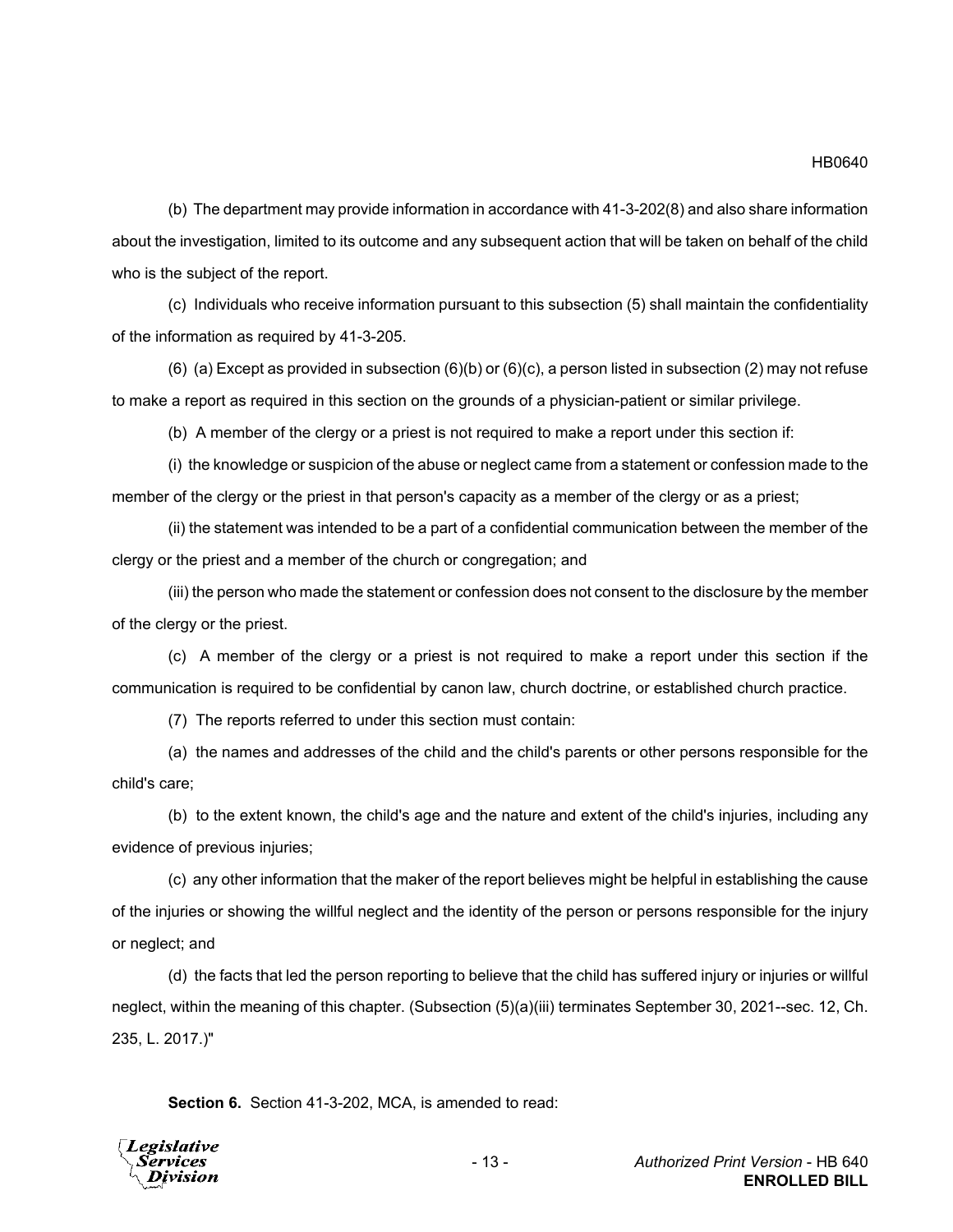(b) The department may provide information in accordance with 41-3-202(8) and also share information about the investigation, limited to its outcome and any subsequent action that will be taken on behalf of the child who is the subject of the report.

(c) Individuals who receive information pursuant to this subsection (5) shall maintain the confidentiality of the information as required by 41-3-205.

(6) (a) Except as provided in subsection (6)(b) or (6)(c), a person listed in subsection (2) may not refuse to make a report as required in this section on the grounds of a physician-patient or similar privilege.

(b) A member of the clergy or a priest is not required to make a report under this section if:

(i) the knowledge or suspicion of the abuse or neglect came from a statement or confession made to the member of the clergy or the priest in that person's capacity as a member of the clergy or as a priest;

(ii) the statement was intended to be a part of a confidential communication between the member of the clergy or the priest and a member of the church or congregation; and

(iii) the person who made the statement or confession does not consent to the disclosure by the member of the clergy or the priest.

(c) A member of the clergy or a priest is not required to make a report under this section if the communication is required to be confidential by canon law, church doctrine, or established church practice.

(7) The reports referred to under this section must contain:

(a) the names and addresses of the child and the child's parents or other persons responsible for the child's care;

(b) to the extent known, the child's age and the nature and extent of the child's injuries, including any evidence of previous injuries;

(c) any other information that the maker of the report believes might be helpful in establishing the cause of the injuries or showing the willful neglect and the identity of the person or persons responsible for the injury or neglect; and

(d) the facts that led the person reporting to believe that the child has suffered injury or injuries or willful neglect, within the meaning of this chapter. (Subsection (5)(a)(iii) terminates September 30, 2021--sec. 12, Ch. 235, L. 2017.)"

**Section 6.** Section 41-3-202, MCA, is amended to read: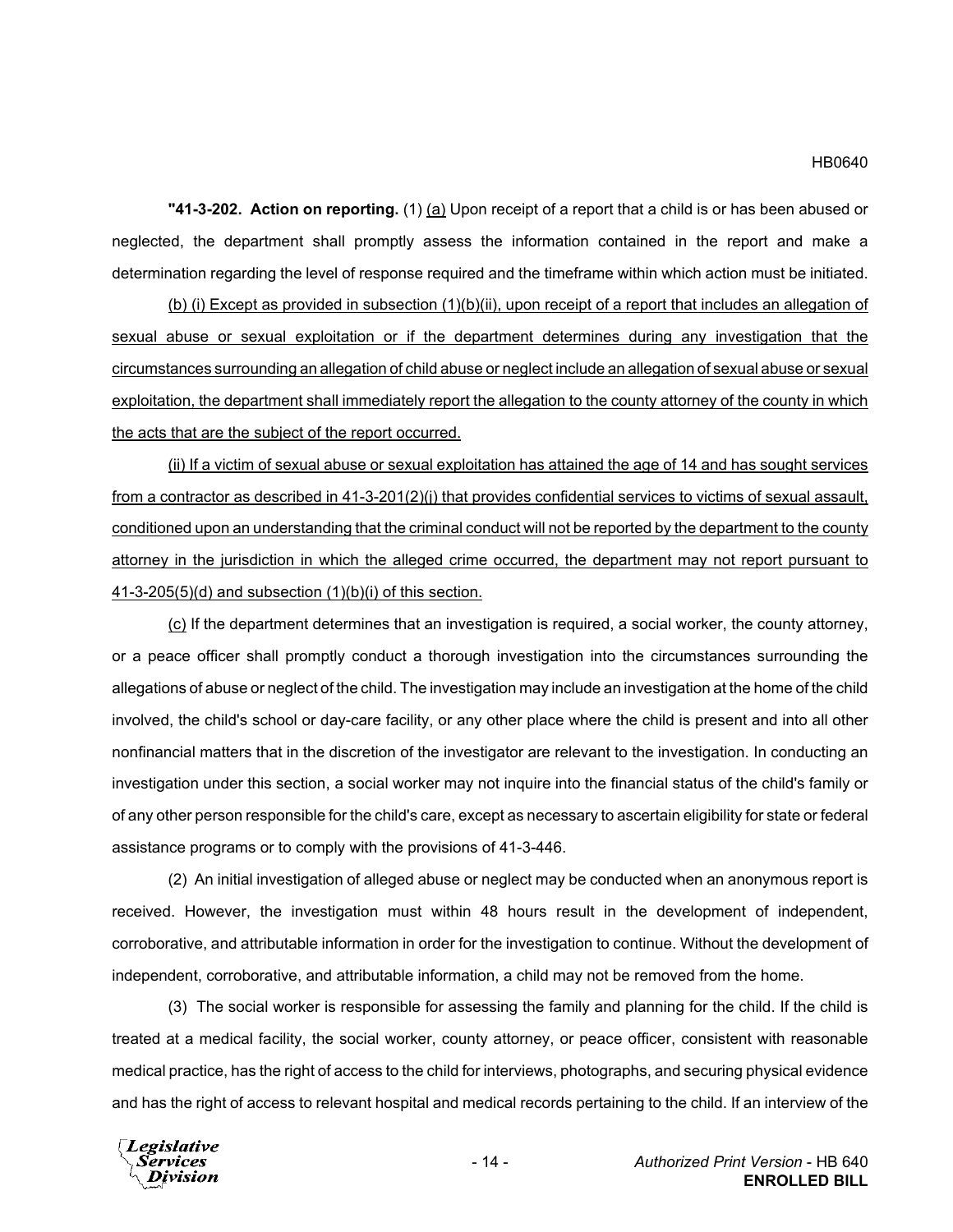**"41-3-202. Action on reporting.** (1) <u>(a)</u> Upon receipt of a report that a child is or has been abused or neglected, the department shall promptly assess the information contained in the report and make a determination regarding the level of response required and the timeframe within which action must be initiated.

<u>(b) (i) Except as provided in subsection (1)(b)(ii), upon receipt of a report that includes an allegation of sexual abuse or sexual exploitation or if the department determines during any investigation that the circumstances surrounding an allegation of child abuse or neglect include an allegation of sexual abuse or sexual exploitation, the department shall immediately report the allegation to the county attorney of the county in which the acts that are the subject of the report occurred.</u>

<u>(ii) If a victim of sexual abuse or sexual exploitation has attained the age of 14 and has sought services from a contractor as described in 41-3-201(2)(j) that provides confidential services to victims of sexual assault, conditioned upon an understanding that the criminal conduct will not be reported by the department to the county attorney in the jurisdiction in which the alleged crime occurred, the department may not report pursuant to 41-3-205(5)(d) and subsection (1)(b)(i) of this section.</u>

<u>(c)</u> If the department determines that an investigation is required, a social worker, the county attorney, or a peace officer shall promptly conduct a thorough investigation into the circumstances surrounding the allegations of abuse or neglect of the child. The investigation may include an investigation at the home of the child involved, the child's school or day-care facility, or any other place where the child is present and into all other nonfinancial matters that in the discretion of the investigator are relevant to the investigation. In conducting an investigation under this section, a social worker may not inquire into the financial status of the child's family or of any other person responsible for the child's care, except as necessary to ascertain eligibility for state or federal assistance programs or to comply with the provisions of 41-3-446.

(2) An initial investigation of alleged abuse or neglect may be conducted when an anonymous report is received. However, the investigation must within 48 hours result in the development of independent, corroborative, and attributable information in order for the investigation to continue. Without the development of independent, corroborative, and attributable information, a child may not be removed from the home.

(3) The social worker is responsible for assessing the family and planning for the child. If the child is treated at a medical facility, the social worker, county attorney, or peace officer, consistent with reasonable medical practice, has the right of access to the child for interviews, photographs, and securing physical evidence and has the right of access to relevant hospital and medical records pertaining to the child. If an interview of the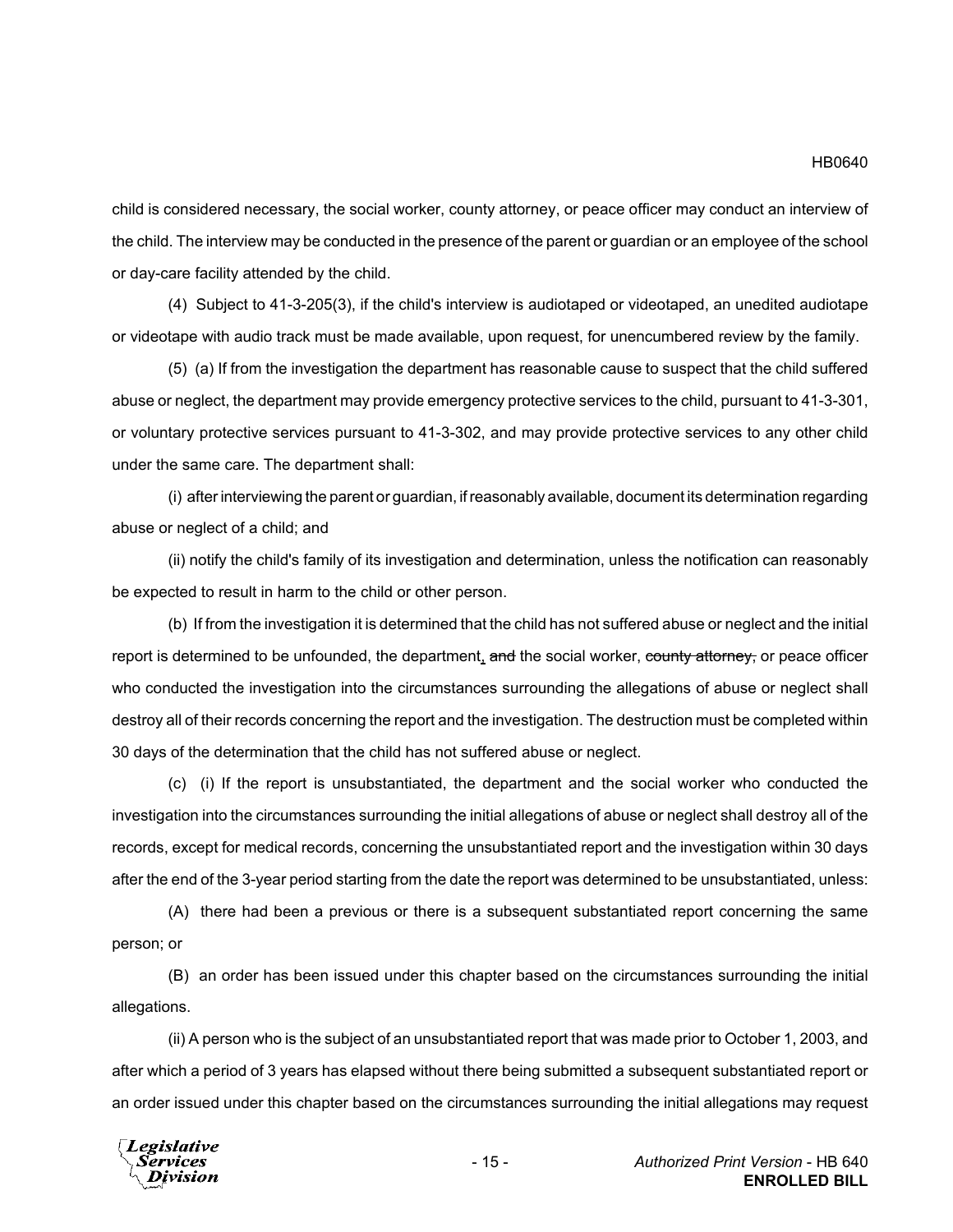child is considered necessary, the social worker, county attorney, or peace officer may conduct an interview of the child. The interview may be conducted in the presence of the parent or guardian or an employee of the school or day-care facility attended by the child.

(4) Subject to 41-3-205(3), if the child's interview is audiotaped or videotaped, an unedited audiotape or videotape with audio track must be made available, upon request, for unencumbered review by the family.

(5) (a) If from the investigation the department has reasonable cause to suspect that the child suffered abuse or neglect, the department may provide emergency protective services to the child, pursuant to 41-3-301, or voluntary protective services pursuant to 41-3-302, and may provide protective services to any other child under the same care. The department shall:

(i) after interviewing the parent or guardian, if reasonably available, document its determination regarding abuse or neglect of a child; and

(ii) notify the child's family of its investigation and determination, unless the notification can reasonably be expected to result in harm to the child or other person.

(b) If from the investigation it is determined that the child has not suffered abuse or neglect and the initial report is determined to be unfounded, the department, ~~and~~ the social worker, ~~county attorney,~~ or peace officer who conducted the investigation into the circumstances surrounding the allegations of abuse or neglect shall destroy all of their records concerning the report and the investigation. The destruction must be completed within 30 days of the determination that the child has not suffered abuse or neglect.

(c) (i) If the report is unsubstantiated, the department and the social worker who conducted the investigation into the circumstances surrounding the initial allegations of abuse or neglect shall destroy all of the records, except for medical records, concerning the unsubstantiated report and the investigation within 30 days after the end of the 3-year period starting from the date the report was determined to be unsubstantiated, unless:

(A) there had been a previous or there is a subsequent substantiated report concerning the same person; or

(B) an order has been issued under this chapter based on the circumstances surrounding the initial allegations.

(ii) A person who is the subject of an unsubstantiated report that was made prior to October 1, 2003, and after which a period of 3 years has elapsed without there being submitted a subsequent substantiated report or an order issued under this chapter based on the circumstances surrounding the initial allegations may request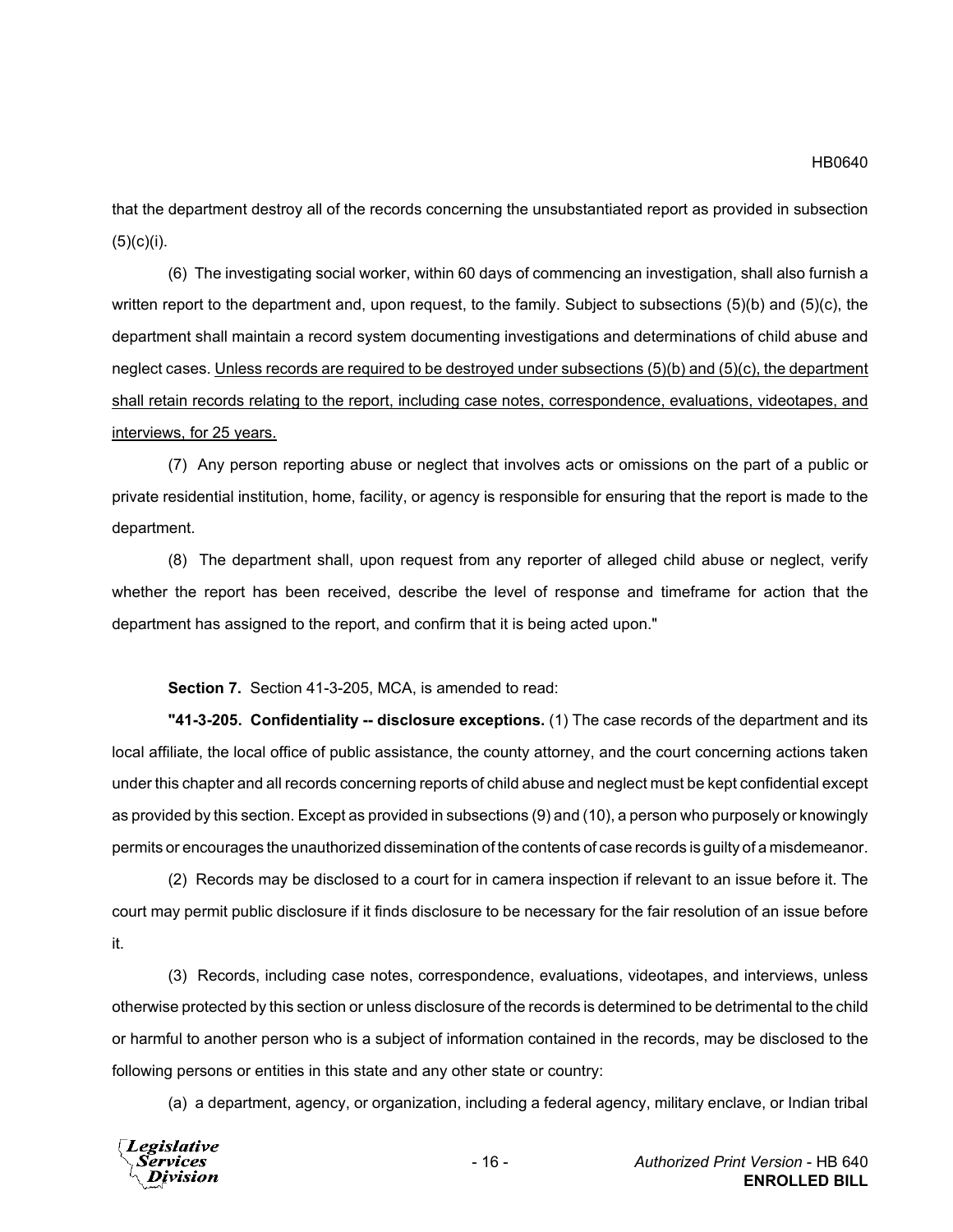that the department destroy all of the records concerning the unsubstantiated report as provided in subsection (5)(c)(i).

(6) The investigating social worker, within 60 days of commencing an investigation, shall also furnish a written report to the department and, upon request, to the family. Subject to subsections (5)(b) and (5)(c), the department shall maintain a record system documenting investigations and determinations of child abuse and neglect cases. <u>Unless records are required to be destroyed under subsections (5)(b) and (5)(c), the department shall retain records relating to the report, including case notes, correspondence, evaluations, videotapes, and interviews, for 25 years.</u>

(7) Any person reporting abuse or neglect that involves acts or omissions on the part of a public or private residential institution, home, facility, or agency is responsible for ensuring that the report is made to the department.

(8) The department shall, upon request from any reporter of alleged child abuse or neglect, verify whether the report has been received, describe the level of response and timeframe for action that the department has assigned to the report, and confirm that it is being acted upon."

**Section 7.** Section 41-3-205, MCA, is amended to read:

**"41-3-205. Confidentiality -- disclosure exceptions.** (1) The case records of the department and its local affiliate, the local office of public assistance, the county attorney, and the court concerning actions taken under this chapter and all records concerning reports of child abuse and neglect must be kept confidential except as provided by this section. Except as provided in subsections (9) and (10), a person who purposely or knowingly permits or encourages the unauthorized dissemination of the contents of case records is guilty of a misdemeanor.

(2) Records may be disclosed to a court for in camera inspection if relevant to an issue before it. The court may permit public disclosure if it finds disclosure to be necessary for the fair resolution of an issue before it.

(3) Records, including case notes, correspondence, evaluations, videotapes, and interviews, unless otherwise protected by this section or unless disclosure of the records is determined to be detrimental to the child or harmful to another person who is a subject of information contained in the records, may be disclosed to the following persons or entities in this state and any other state or country:

(a) a department, agency, or organization, including a federal agency, military enclave, or Indian tribal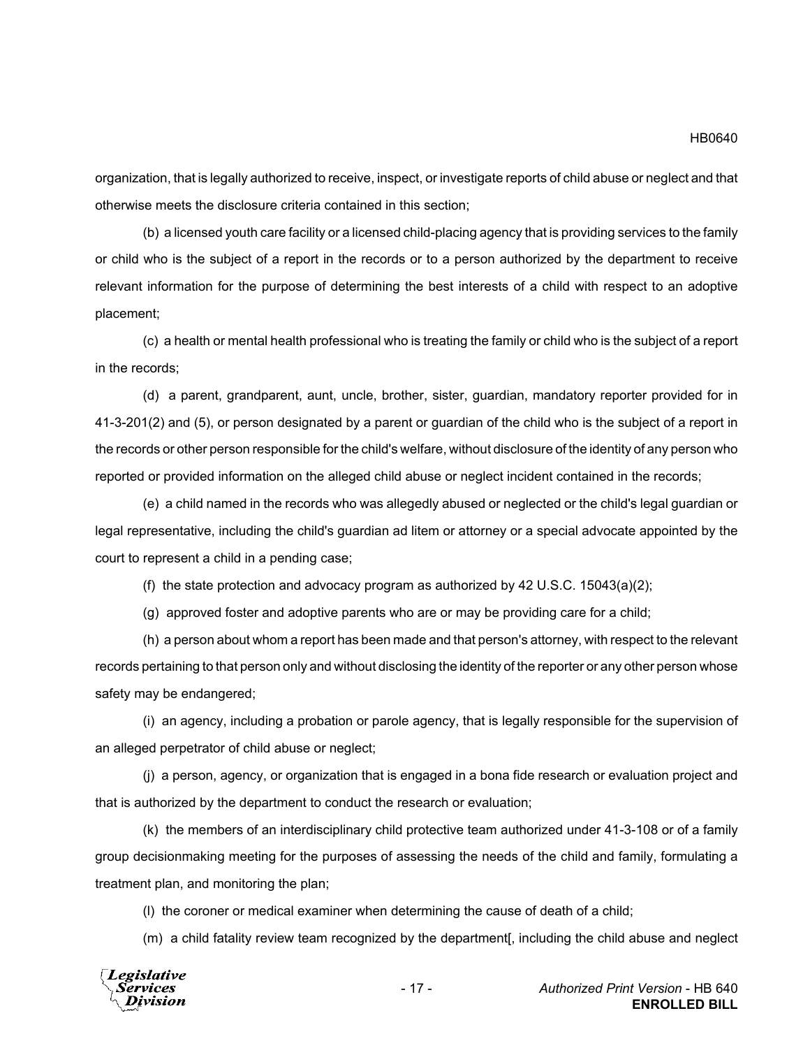organization, that is legally authorized to receive, inspect, or investigate reports of child abuse or neglect and that otherwise meets the disclosure criteria contained in this section;

(b) a licensed youth care facility or a licensed child-placing agency that is providing services to the family or child who is the subject of a report in the records or to a person authorized by the department to receive relevant information for the purpose of determining the best interests of a child with respect to an adoptive placement;

(c) a health or mental health professional who is treating the family or child who is the subject of a report in the records;

(d) a parent, grandparent, aunt, uncle, brother, sister, guardian, mandatory reporter provided for in 41-3-201(2) and (5), or person designated by a parent or guardian of the child who is the subject of a report in the records or other person responsible for the child's welfare, without disclosure of the identity of any person who reported or provided information on the alleged child abuse or neglect incident contained in the records;

(e) a child named in the records who was allegedly abused or neglected or the child's legal guardian or legal representative, including the child's guardian ad litem or attorney or a special advocate appointed by the court to represent a child in a pending case;

(f) the state protection and advocacy program as authorized by 42 U.S.C. 15043(a)(2);

(g) approved foster and adoptive parents who are or may be providing care for a child;

(h) a person about whom a report has been made and that person's attorney, with respect to the relevant records pertaining to that person only and without disclosing the identity of the reporter or any other person whose safety may be endangered;

(i) an agency, including a probation or parole agency, that is legally responsible for the supervision of an alleged perpetrator of child abuse or neglect;

(j) a person, agency, or organization that is engaged in a bona fide research or evaluation project and that is authorized by the department to conduct the research or evaluation;

(k) the members of an interdisciplinary child protective team authorized under 41-3-108 or of a family group decisionmaking meeting for the purposes of assessing the needs of the child and family, formulating a treatment plan, and monitoring the plan;

(l) the coroner or medical examiner when determining the cause of death of a child;

(m) a child fatality review team recognized by the department[, including the child abuse and neglect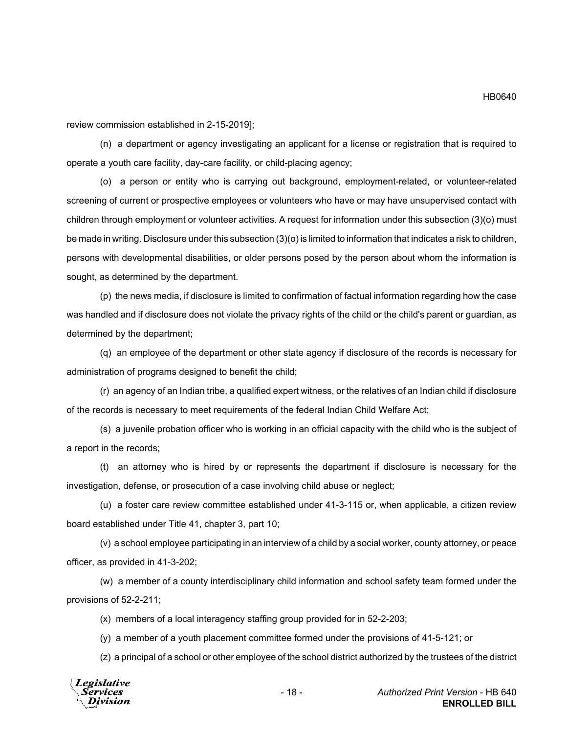review commission established in 2-15-2019];

(n) a department or agency investigating an applicant for a license or registration that is required to operate a youth care facility, day-care facility, or child-placing agency;

(o) a person or entity who is carrying out background, employment-related, or volunteer-related screening of current or prospective employees or volunteers who have or may have unsupervised contact with children through employment or volunteer activities. A request for information under this subsection (3)(o) must be made in writing. Disclosure under this subsection (3)(o) is limited to information that indicates a risk to children, persons with developmental disabilities, or older persons posed by the person about whom the information is sought, as determined by the department.

(p) the news media, if disclosure is limited to confirmation of factual information regarding how the case was handled and if disclosure does not violate the privacy rights of the child or the child's parent or guardian, as determined by the department;

(q) an employee of the department or other state agency if disclosure of the records is necessary for administration of programs designed to benefit the child;

(r) an agency of an Indian tribe, a qualified expert witness, or the relatives of an Indian child if disclosure of the records is necessary to meet requirements of the federal Indian Child Welfare Act;

(s) a juvenile probation officer who is working in an official capacity with the child who is the subject of a report in the records;

(t) an attorney who is hired by or represents the department if disclosure is necessary for the investigation, defense, or prosecution of a case involving child abuse or neglect;

(u) a foster care review committee established under 41-3-115 or, when applicable, a citizen review board established under Title 41, chapter 3, part 10;

(v) a school employee participating in an interview of a child by a social worker, county attorney, or peace officer, as provided in 41-3-202;

(w) a member of a county interdisciplinary child information and school safety team formed under the provisions of 52-2-211;

(x) members of a local interagency staffing group provided for in 52-2-203;

(y) a member of a youth placement committee formed under the provisions of 41-5-121; or

(z) a principal of a school or other employee of the school district authorized by the trustees of the district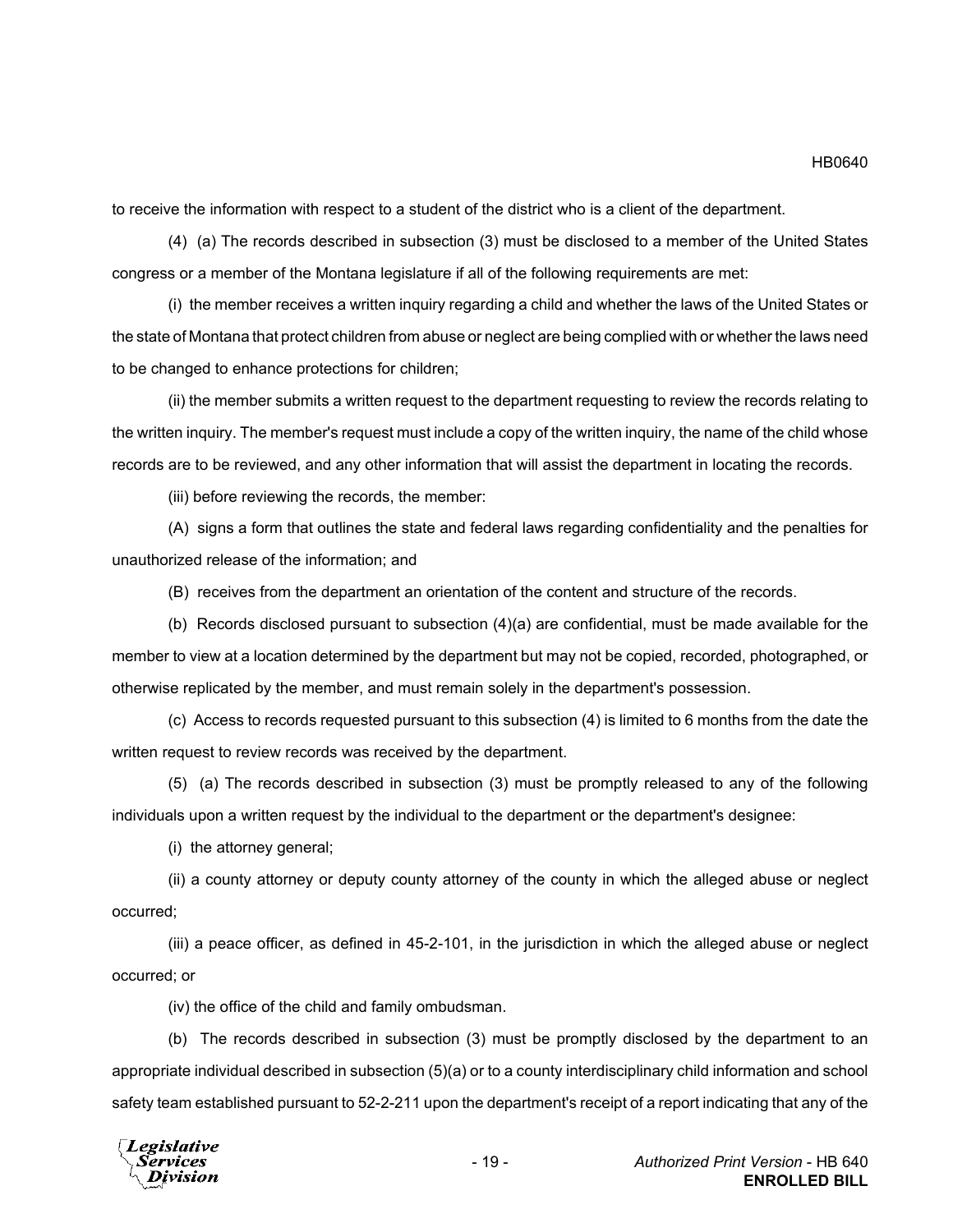to receive the information with respect to a student of the district who is a client of the department.

(4) (a) The records described in subsection (3) must be disclosed to a member of the United States congress or a member of the Montana legislature if all of the following requirements are met:

(i) the member receives a written inquiry regarding a child and whether the laws of the United States or the state of Montana that protect children from abuse or neglect are being complied with or whether the laws need to be changed to enhance protections for children;

(ii) the member submits a written request to the department requesting to review the records relating to the written inquiry. The member's request must include a copy of the written inquiry, the name of the child whose records are to be reviewed, and any other information that will assist the department in locating the records.

(iii) before reviewing the records, the member:

(A) signs a form that outlines the state and federal laws regarding confidentiality and the penalties for unauthorized release of the information; and

(B) receives from the department an orientation of the content and structure of the records.

(b) Records disclosed pursuant to subsection (4)(a) are confidential, must be made available for the member to view at a location determined by the department but may not be copied, recorded, photographed, or otherwise replicated by the member, and must remain solely in the department's possession.

(c) Access to records requested pursuant to this subsection (4) is limited to 6 months from the date the written request to review records was received by the department.

(5) (a) The records described in subsection (3) must be promptly released to any of the following individuals upon a written request by the individual to the department or the department's designee:

(i) the attorney general;

(ii) a county attorney or deputy county attorney of the county in which the alleged abuse or neglect occurred;

(iii) a peace officer, as defined in 45-2-101, in the jurisdiction in which the alleged abuse or neglect occurred; or

(iv) the office of the child and family ombudsman.

(b) The records described in subsection (3) must be promptly disclosed by the department to an appropriate individual described in subsection (5)(a) or to a county interdisciplinary child information and school safety team established pursuant to 52-2-211 upon the department's receipt of a report indicating that any of the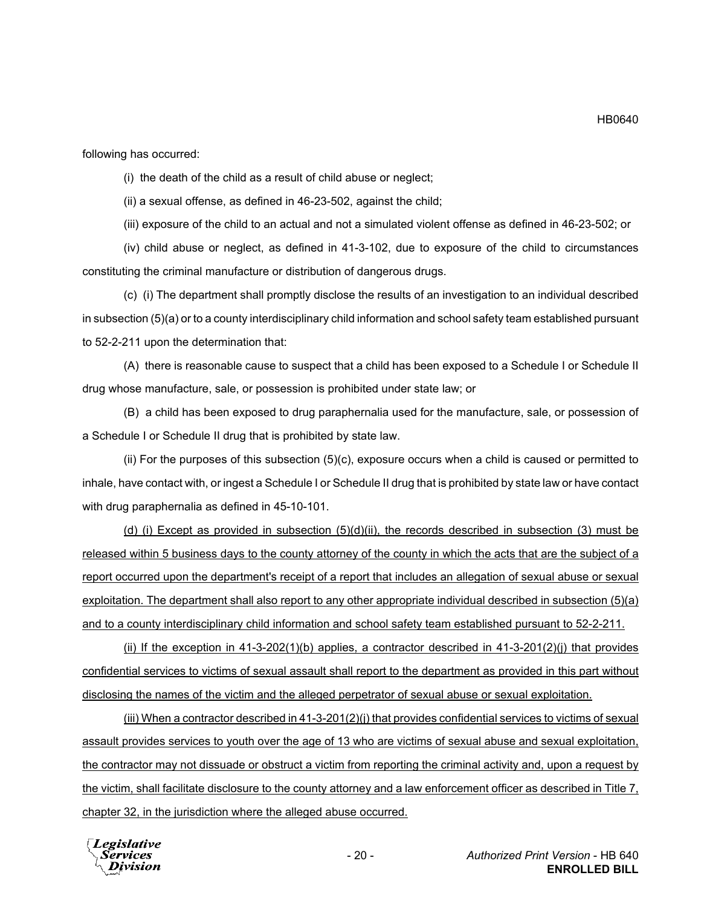following has occurred:

(i) the death of the child as a result of child abuse or neglect;

(ii) a sexual offense, as defined in 46-23-502, against the child;

(iii) exposure of the child to an actual and not a simulated violent offense as defined in 46-23-502; or

(iv) child abuse or neglect, as defined in 41-3-102, due to exposure of the child to circumstances constituting the criminal manufacture or distribution of dangerous drugs.

(c) (i) The department shall promptly disclose the results of an investigation to an individual described in subsection (5)(a) or to a county interdisciplinary child information and school safety team established pursuant to 52-2-211 upon the determination that:

(A) there is reasonable cause to suspect that a child has been exposed to a Schedule I or Schedule II drug whose manufacture, sale, or possession is prohibited under state law; or

(B) a child has been exposed to drug paraphernalia used for the manufacture, sale, or possession of a Schedule I or Schedule II drug that is prohibited by state law.

(ii) For the purposes of this subsection (5)(c), exposure occurs when a child is caused or permitted to inhale, have contact with, or ingest a Schedule I or Schedule II drug that is prohibited by state law or have contact with drug paraphernalia as defined in 45-10-101.

<u>(d) (i) Except as provided in subsection (5)(d)(ii), the records described in subsection (3) must be released within 5 business days to the county attorney of the county in which the acts that are the subject of a report occurred upon the department's receipt of a report that includes an allegation of sexual abuse or sexual exploitation. The department shall also report to any other appropriate individual described in subsection (5)(a) and to a county interdisciplinary child information and school safety team established pursuant to 52-2-211.</u>

<u>(ii) If the exception in 41-3-202(1)(b) applies, a contractor described in 41-3-201(2)(j) that provides confidential services to victims of sexual assault shall report to the department as provided in this part without disclosing the names of the victim and the alleged perpetrator of sexual abuse or sexual exploitation.</u>

<u>(iii) When a contractor described in 41-3-201(2)(j) that provides confidential services to victims of sexual assault provides services to youth over the age of 13 who are victims of sexual abuse and sexual exploitation, the contractor may not dissuade or obstruct a victim from reporting the criminal activity and, upon a request by the victim, shall facilitate disclosure to the county attorney and a law enforcement officer as described in Title 7, chapter 32, in the jurisdiction where the alleged abuse occurred.</u>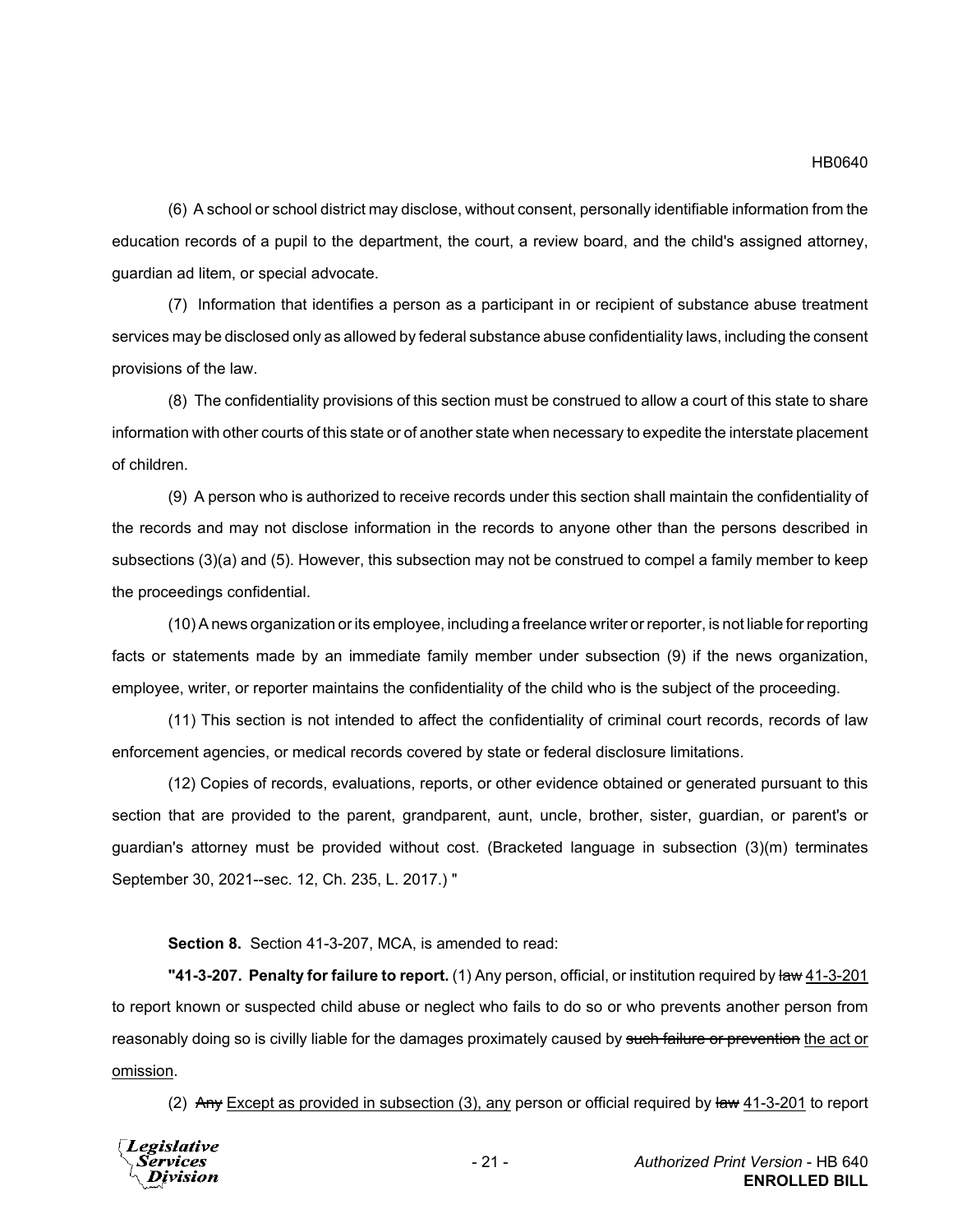(6) A school or school district may disclose, without consent, personally identifiable information from the education records of a pupil to the department, the court, a review board, and the child's assigned attorney, guardian ad litem, or special advocate.

(7) Information that identifies a person as a participant in or recipient of substance abuse treatment services may be disclosed only as allowed by federal substance abuse confidentiality laws, including the consent provisions of the law.

(8) The confidentiality provisions of this section must be construed to allow a court of this state to share information with other courts of this state or of another state when necessary to expedite the interstate placement of children.

(9) A person who is authorized to receive records under this section shall maintain the confidentiality of the records and may not disclose information in the records to anyone other than the persons described in subsections (3)(a) and (5). However, this subsection may not be construed to compel a family member to keep the proceedings confidential.

(10) A news organization or its employee, including a freelance writer or reporter, is not liable for reporting facts or statements made by an immediate family member under subsection (9) if the news organization, employee, writer, or reporter maintains the confidentiality of the child who is the subject of the proceeding.

(11) This section is not intended to affect the confidentiality of criminal court records, records of law enforcement agencies, or medical records covered by state or federal disclosure limitations.

(12) Copies of records, evaluations, reports, or other evidence obtained or generated pursuant to this section that are provided to the parent, grandparent, aunt, uncle, brother, sister, guardian, or parent's or guardian's attorney must be provided without cost. (Bracketed language in subsection (3)(m) terminates September 30, 2021--sec. 12, Ch. 235, L. 2017.) "

**Section 8.** Section 41-3-207, MCA, is amended to read:

**"41-3-207. Penalty for failure to report.** (1) Any person, official, or institution required by ~~law~~ <u>41-3-201</u> to report known or suspected child abuse or neglect who fails to do so or who prevents another person from reasonably doing so is civilly liable for the damages proximately caused by ~~such failure or prevention~~ <u>the act or omission</u>.

(2) ~~Any~~ <u>Except as provided in subsection (3), any</u> person or official required by ~~law~~ <u>41-3-201</u> to report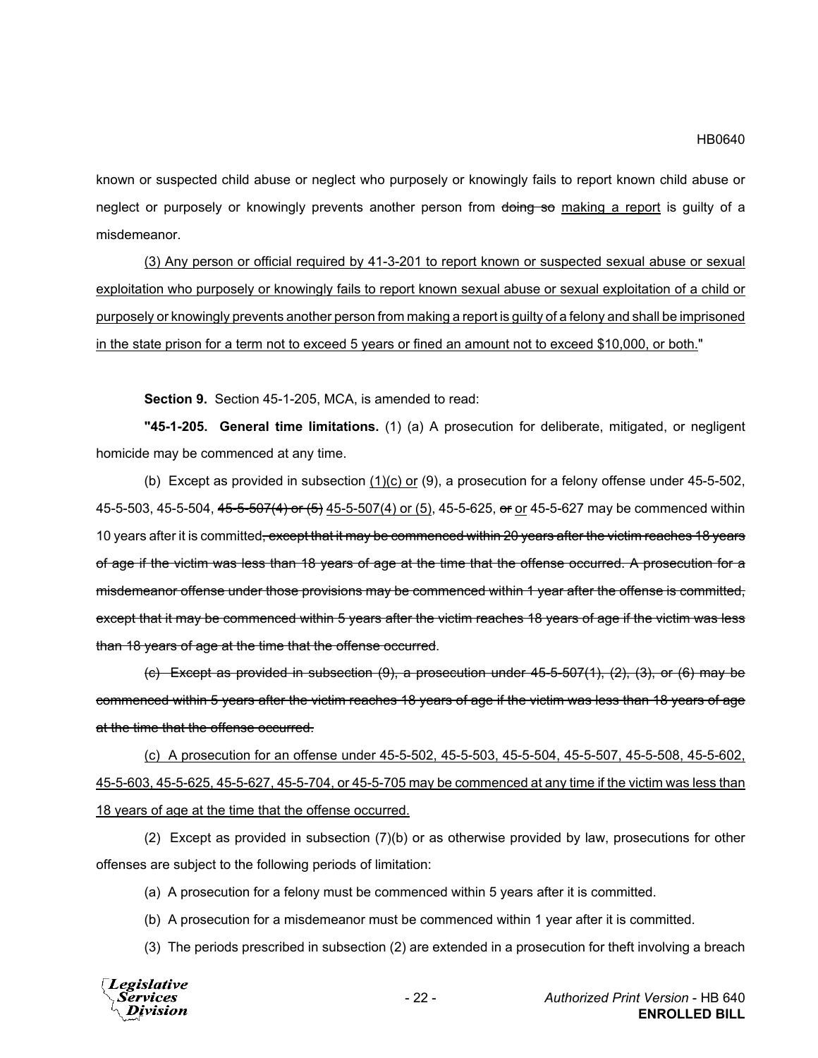known or suspected child abuse or neglect who purposely or knowingly fails to report known child abuse or neglect or purposely or knowingly prevents another person from ~~doing so~~ <u>making a report</u> is guilty of a misdemeanor.

<u>(3) Any person or official required by 41-3-201 to report known or suspected sexual abuse or sexual exploitation who purposely or knowingly fails to report known sexual abuse or sexual exploitation of a child or purposely or knowingly prevents another person from making a report is guilty of a felony and shall be imprisoned in the state prison for a term not to exceed 5 years or fined an amount not to exceed $10,000, or both.</u>"

**Section 9.** Section 45-1-205, MCA, is amended to read:

**"45-1-205. General time limitations.** (1) (a) A prosecution for deliberate, mitigated, or negligent homicide may be commenced at any time.

(b) Except as provided in subsection <u>(1)(c) or</u> (9), a prosecution for a felony offense under 45-5-502, 45-5-503, 45-5-504, ~~45-5-507(4) or (5)~~ <u>45-5-507(4) or (5)</u>, 45-5-625, ~~or~~ <u>or</u> 45-5-627 may be commenced within 10 years after it is committed~~, except that it may be commenced within 20 years after the victim reaches 18 years of age if the victim was less than 18 years of age at the time that the offense occurred. A prosecution for a misdemeanor offense under those provisions may be commenced within 1 year after the offense is committed, except that it may be commenced within 5 years after the victim reaches 18 years of age if the victim was less than 18 years of age at the time that the offense occurred~~.

~~(c) Except as provided in subsection (9), a prosecution under 45-5-507(1), (2), (3), or (6) may be commenced within 5 years after the victim reaches 18 years of age if the victim was less than 18 years of age at the time that the offense occurred.~~

<u>(c) A prosecution for an offense under 45-5-502, 45-5-503, 45-5-504, 45-5-507, 45-5-508, 45-5-602, 45-5-603, 45-5-625, 45-5-627, 45-5-704, or 45-5-705 may be commenced at any time if the victim was less than 18 years of age at the time that the offense occurred.</u>

(2) Except as provided in subsection (7)(b) or as otherwise provided by law, prosecutions for other offenses are subject to the following periods of limitation:

(a) A prosecution for a felony must be commenced within 5 years after it is committed.

(b) A prosecution for a misdemeanor must be commenced within 1 year after it is committed.

(3) The periods prescribed in subsection (2) are extended in a prosecution for theft involving a breach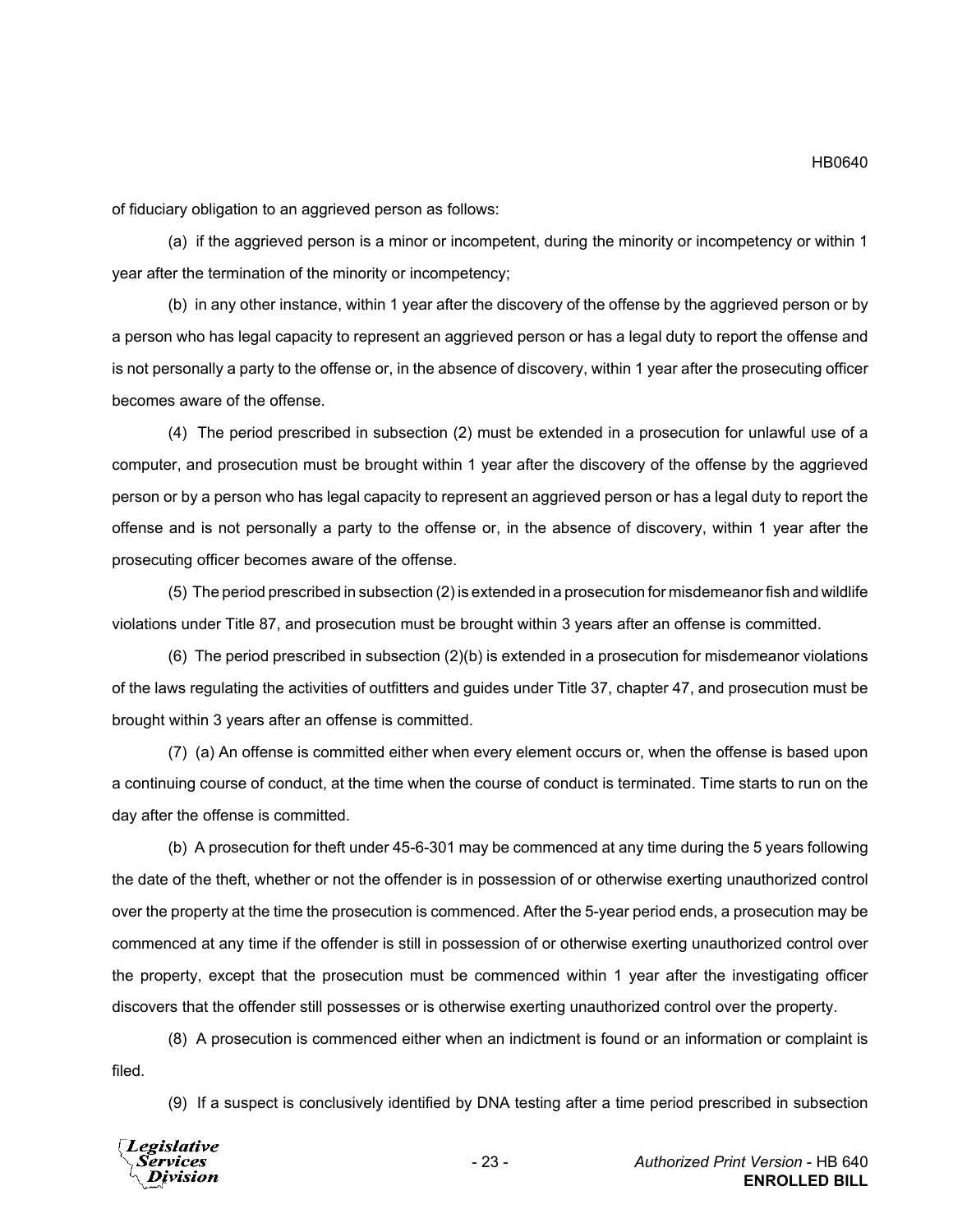of fiduciary obligation to an aggrieved person as follows:

(a) if the aggrieved person is a minor or incompetent, during the minority or incompetency or within 1 year after the termination of the minority or incompetency;

(b) in any other instance, within 1 year after the discovery of the offense by the aggrieved person or by a person who has legal capacity to represent an aggrieved person or has a legal duty to report the offense and is not personally a party to the offense or, in the absence of discovery, within 1 year after the prosecuting officer becomes aware of the offense.

(4) The period prescribed in subsection (2) must be extended in a prosecution for unlawful use of a computer, and prosecution must be brought within 1 year after the discovery of the offense by the aggrieved person or by a person who has legal capacity to represent an aggrieved person or has a legal duty to report the offense and is not personally a party to the offense or, in the absence of discovery, within 1 year after the prosecuting officer becomes aware of the offense.

(5) The period prescribed in subsection (2) is extended in a prosecution for misdemeanor fish and wildlife violations under Title 87, and prosecution must be brought within 3 years after an offense is committed.

(6) The period prescribed in subsection (2)(b) is extended in a prosecution for misdemeanor violations of the laws regulating the activities of outfitters and guides under Title 37, chapter 47, and prosecution must be brought within 3 years after an offense is committed.

(7) (a) An offense is committed either when every element occurs or, when the offense is based upon a continuing course of conduct, at the time when the course of conduct is terminated. Time starts to run on the day after the offense is committed.

(b) A prosecution for theft under 45-6-301 may be commenced at any time during the 5 years following the date of the theft, whether or not the offender is in possession of or otherwise exerting unauthorized control over the property at the time the prosecution is commenced. After the 5-year period ends, a prosecution may be commenced at any time if the offender is still in possession of or otherwise exerting unauthorized control over the property, except that the prosecution must be commenced within 1 year after the investigating officer discovers that the offender still possesses or is otherwise exerting unauthorized control over the property.

(8) A prosecution is commenced either when an indictment is found or an information or complaint is filed.

(9) If a suspect is conclusively identified by DNA testing after a time period prescribed in subsection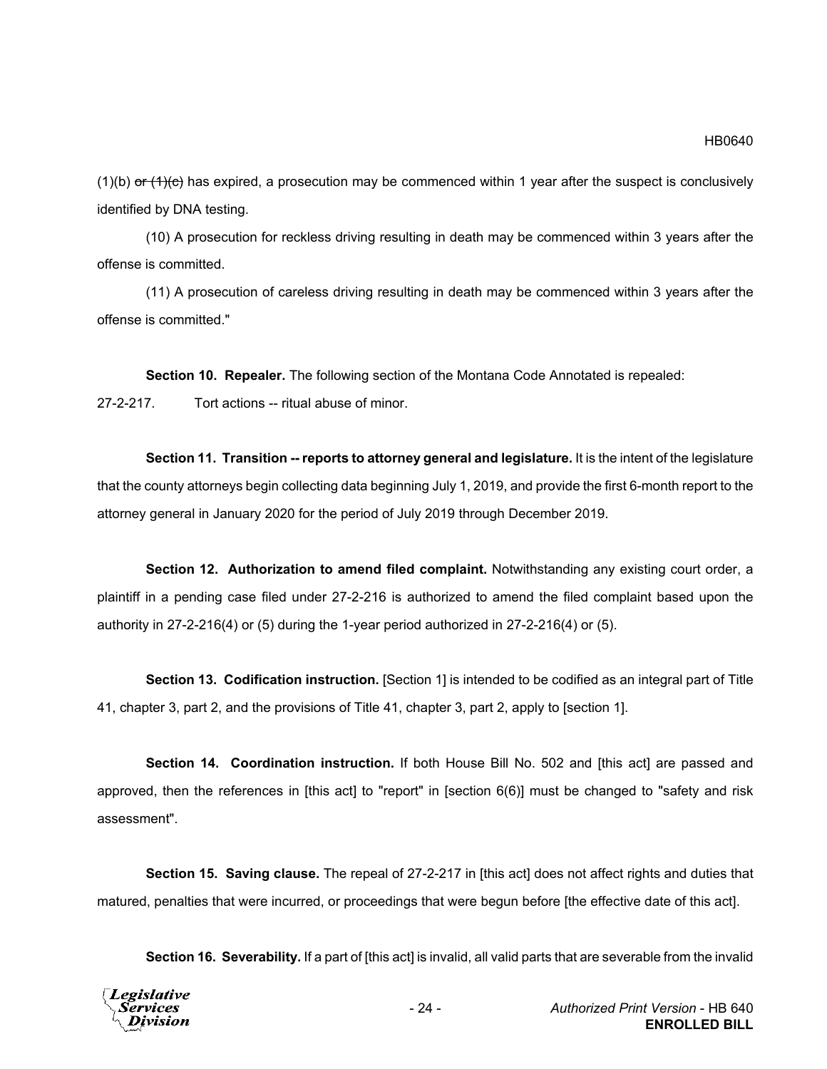(1)(b) ~~or (1)(c)~~ has expired, a prosecution may be commenced within 1 year after the suspect is conclusively identified by DNA testing.

(10) A prosecution for reckless driving resulting in death may be commenced within 3 years after the offense is committed.

(11) A prosecution of careless driving resulting in death may be commenced within 3 years after the offense is committed."

**Section 10. Repealer.** The following section of the Montana Code Annotated is repealed:

27-2-217. Tort actions -- ritual abuse of minor.

**Section 11. Transition -- reports to attorney general and legislature.** It is the intent of the legislature that the county attorneys begin collecting data beginning July 1, 2019, and provide the first 6-month report to the attorney general in January 2020 for the period of July 2019 through December 2019.

**Section 12. Authorization to amend filed complaint.** Notwithstanding any existing court order, a plaintiff in a pending case filed under 27-2-216 is authorized to amend the filed complaint based upon the authority in 27-2-216(4) or (5) during the 1-year period authorized in 27-2-216(4) or (5).

**Section 13. Codification instruction.** [Section 1] is intended to be codified as an integral part of Title 41, chapter 3, part 2, and the provisions of Title 41, chapter 3, part 2, apply to [section 1].

**Section 14. Coordination instruction.** If both House Bill No. 502 and [this act] are passed and approved, then the references in [this act] to "report" in [section 6(6)] must be changed to "safety and risk assessment".

**Section 15. Saving clause.** The repeal of 27-2-217 in [this act] does not affect rights and duties that matured, penalties that were incurred, or proceedings that were begun before [the effective date of this act].

**Section 16. Severability.** If a part of [this act] is invalid, all valid parts that are severable from the invalid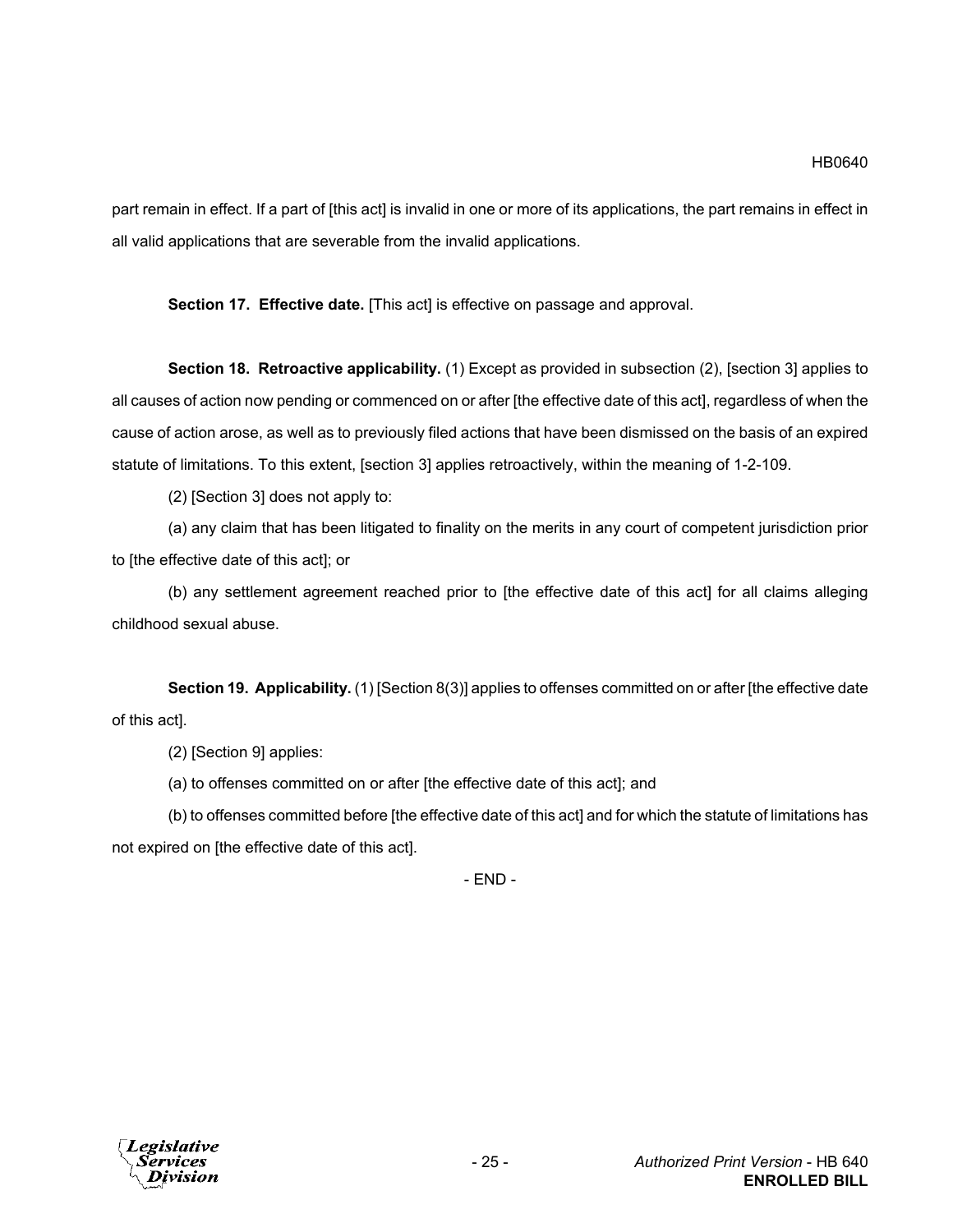part remain in effect. If a part of [this act] is invalid in one or more of its applications, the part remains in effect in all valid applications that are severable from the invalid applications.

**Section 17. Effective date.** [This act] is effective on passage and approval.

**Section 18. Retroactive applicability.** (1) Except as provided in subsection (2), [section 3] applies to all causes of action now pending or commenced on or after [the effective date of this act], regardless of when the cause of action arose, as well as to previously filed actions that have been dismissed on the basis of an expired statute of limitations. To this extent, [section 3] applies retroactively, within the meaning of 1-2-109.

(2) [Section 3] does not apply to:

(a) any claim that has been litigated to finality on the merits in any court of competent jurisdiction prior to [the effective date of this act]; or

(b) any settlement agreement reached prior to [the effective date of this act] for all claims alleging childhood sexual abuse.

**Section 19. Applicability.** (1) [Section 8(3)] applies to offenses committed on or after [the effective date of this act].

(2) [Section 9] applies:

(a) to offenses committed on or after [the effective date of this act]; and

(b) to offenses committed before [the effective date of this act] and for which the statute of limitations has not expired on [the effective date of this act].

- END -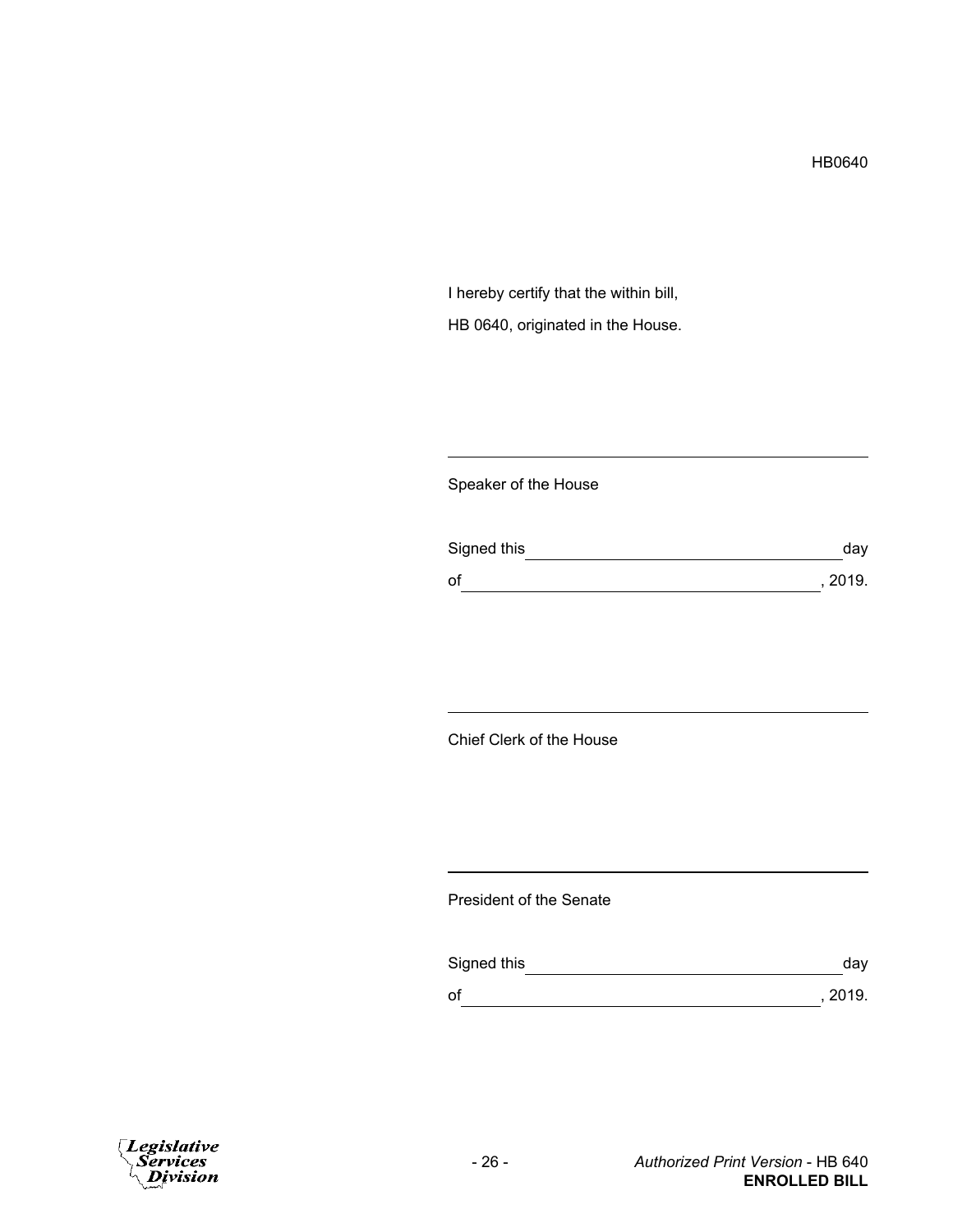HB0640

I hereby certify that the within bill,

HB 0640, originated in the House.

___________________________________________

Speaker of the House

Signed this ________________________________ day

of ____________________________________, 2019.

___________________________________________

Chief Clerk of the House

___________________________________________

President of the Senate

Signed this ________________________________ day

of ____________________________________, 2019.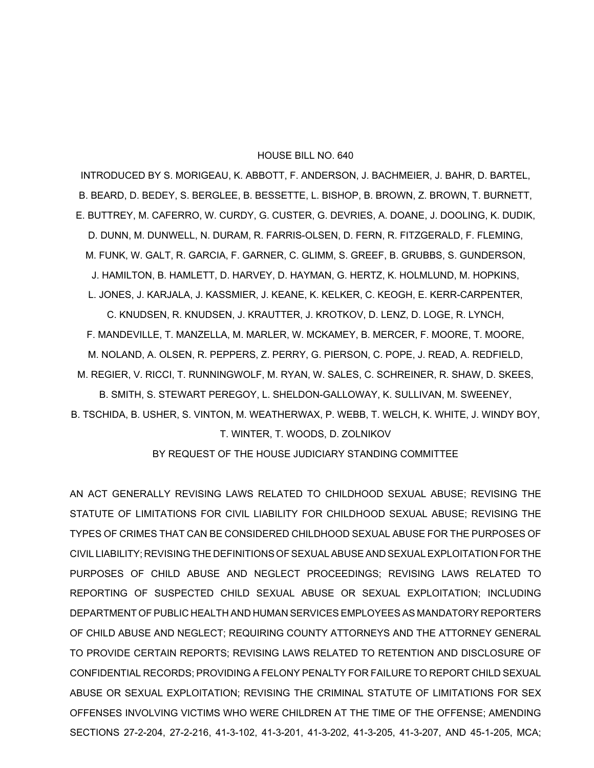HOUSE BILL NO. 640

INTRODUCED BY S. MORIGEAU, K. ABBOTT, F. ANDERSON, J. BACHMEIER, J. BAHR, D. BARTEL, B. BEARD, D. BEDEY, S. BERGLEE, B. BESSETTE, L. BISHOP, B. BROWN, Z. BROWN, T. BURNETT, E. BUTTREY, M. CAFERRO, W. CURDY, G. CUSTER, G. DEVRIES, A. DOANE, J. DOOLING, K. DUDIK, D. DUNN, M. DUNWELL, N. DURAM, R. FARRIS-OLSEN, D. FERN, R. FITZGERALD, F. FLEMING, M. FUNK, W. GALT, R. GARCIA, F. GARNER, C. GLIMM, S. GREEF, B. GRUBBS, S. GUNDERSON, J. HAMILTON, B. HAMLETT, D. HARVEY, D. HAYMAN, G. HERTZ, K. HOLMLUND, M. HOPKINS, L. JONES, J. KARJALA, J. KASSMIER, J. KEANE, K. KELKER, C. KEOGH, E. KERR-CARPENTER, C. KNUDSEN, R. KNUDSEN, J. KRAUTTER, J. KROTKOV, D. LENZ, D. LOGE, R. LYNCH, F. MANDEVILLE, T. MANZELLA, M. MARLER, W. MCKAMEY, B. MERCER, F. MOORE, T. MOORE, M. NOLAND, A. OLSEN, R. PEPPERS, Z. PERRY, G. PIERSON, C. POPE, J. READ, A. REDFIELD, M. REGIER, V. RICCI, T. RUNNINGWOLF, M. RYAN, W. SALES, C. SCHREINER, R. SHAW, D. SKEES, B. SMITH, S. STEWART PEREGOY, L. SHELDON-GALLOWAY, K. SULLIVAN, M. SWEENEY, B. TSCHIDA, B. USHER, S. VINTON, M. WEATHERWAX, P. WEBB, T. WELCH, K. WHITE, J. WINDY BOY, T. WINTER, T. WOODS, D. ZOLNIKOV

BY REQUEST OF THE HOUSE JUDICIARY STANDING COMMITTEE

AN ACT GENERALLY REVISING LAWS RELATED TO CHILDHOOD SEXUAL ABUSE; REVISING THE STATUTE OF LIMITATIONS FOR CIVIL LIABILITY FOR CHILDHOOD SEXUAL ABUSE; REVISING THE TYPES OF CRIMES THAT CAN BE CONSIDERED CHILDHOOD SEXUAL ABUSE FOR THE PURPOSES OF CIVIL LIABILITY; REVISING THE DEFINITIONS OF SEXUAL ABUSE AND SEXUAL EXPLOITATION FOR THE PURPOSES OF CHILD ABUSE AND NEGLECT PROCEEDINGS; REVISING LAWS RELATED TO REPORTING OF SUSPECTED CHILD SEXUAL ABUSE OR SEXUAL EXPLOITATION; INCLUDING DEPARTMENT OF PUBLIC HEALTH AND HUMAN SERVICES EMPLOYEES AS MANDATORY REPORTERS OF CHILD ABUSE AND NEGLECT; REQUIRING COUNTY ATTORNEYS AND THE ATTORNEY GENERAL TO PROVIDE CERTAIN REPORTS; REVISING LAWS RELATED TO RETENTION AND DISCLOSURE OF CONFIDENTIAL RECORDS; PROVIDING A FELONY PENALTY FOR FAILURE TO REPORT CHILD SEXUAL ABUSE OR SEXUAL EXPLOITATION; REVISING THE CRIMINAL STATUTE OF LIMITATIONS FOR SEX OFFENSES INVOLVING VICTIMS WHO WERE CHILDREN AT THE TIME OF THE OFFENSE; AMENDING SECTIONS 27-2-204, 27-2-216, 41-3-102, 41-3-201, 41-3-202, 41-3-205, 41-3-207, AND 45-1-205, MCA;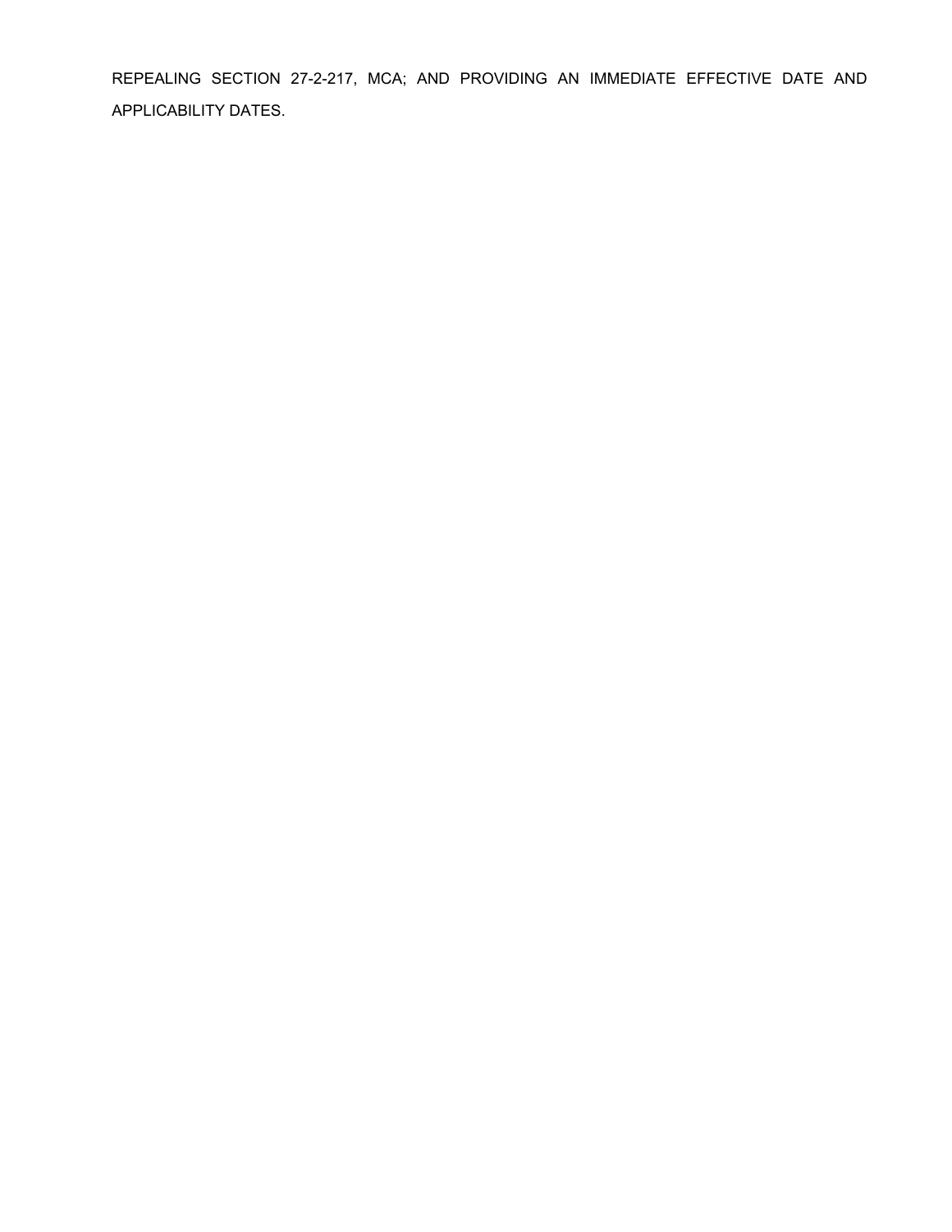REPEALING SECTION 27-2-217, MCA; AND PROVIDING AN IMMEDIATE EFFECTIVE DATE AND APPLICABILITY DATES.